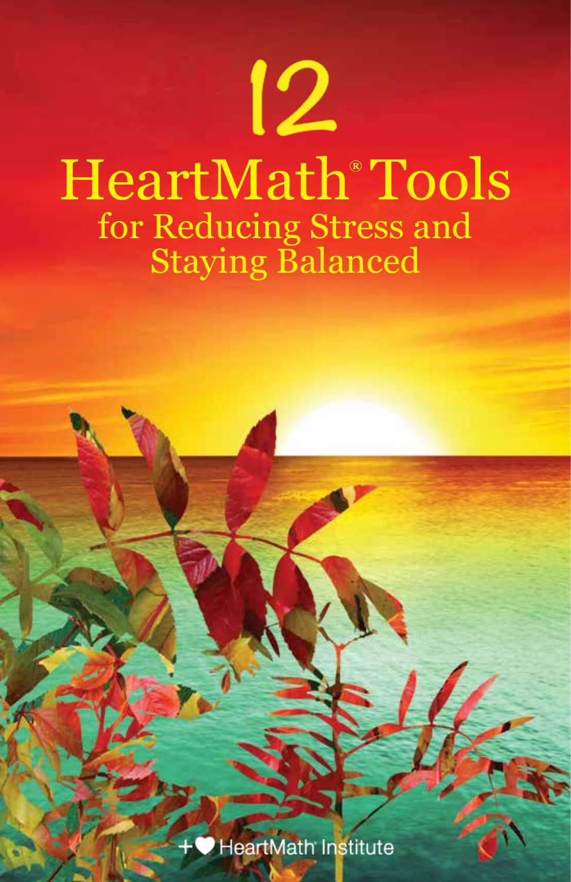# 12 HeartMath® Tools

## for Reducing Stress and Staying Balanced

HeartMath Institute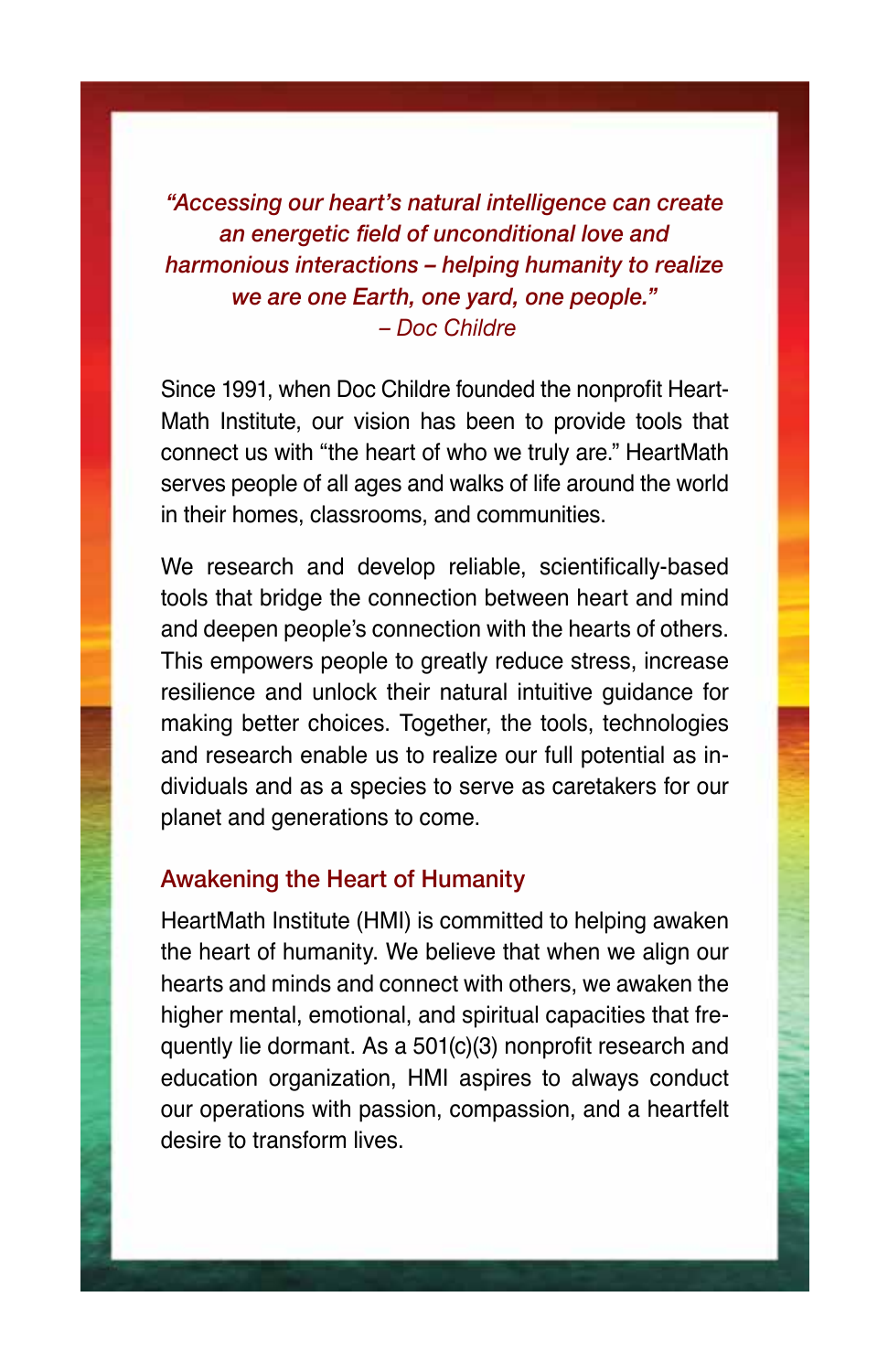*"Accessing our heart's natural intelligence can create an energetic field of unconditional love and harmonious interactions – helping humanity to realize we are one Earth, one yard, one people."*
*– Doc Childre*

Since 1991, when Doc Childre founded the nonprofit HeartMath Institute, our vision has been to provide tools that connect us with "the heart of who we truly are." HeartMath serves people of all ages and walks of life around the world in their homes, classrooms, and communities.

We research and develop reliable, scientifically-based tools that bridge the connection between heart and mind and deepen people's connection with the hearts of others. This empowers people to greatly reduce stress, increase resilience and unlock their natural intuitive guidance for making better choices. Together, the tools, technologies and research enable us to realize our full potential as individuals and as a species to serve as caretakers for our planet and generations to come.

## Awakening the Heart of Humanity

HeartMath Institute (HMI) is committed to helping awaken the heart of humanity. We believe that when we align our hearts and minds and connect with others, we awaken the higher mental, emotional, and spiritual capacities that frequently lie dormant. As a 501(c)(3) nonprofit research and education organization, HMI aspires to always conduct our operations with passion, compassion, and a heartfelt desire to transform lives.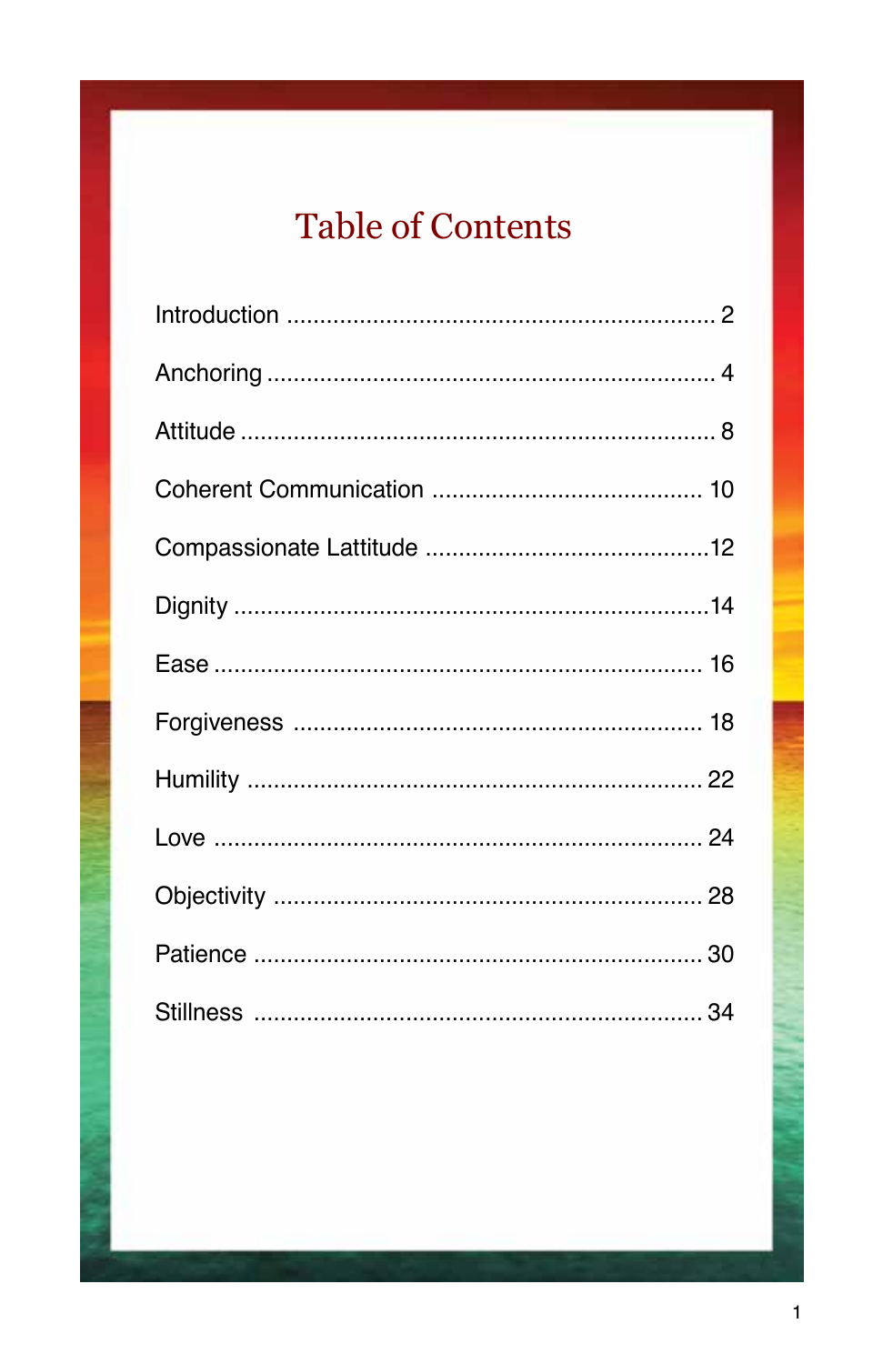# Table of Contents

| | |
|---|---|
| Introduction | 2 |
| Anchoring | 4 |
| Attitude | 8 |
| Coherent Communication | 10 |
| Compassionate Lattitude | 12 |
| Dignity | 14 |
| Ease | 16 |
| Forgiveness | 18 |
| Humility | 22 |
| Love | 24 |
| Objectivity | 28 |
| Patience | 30 |
| Stillness | 34 |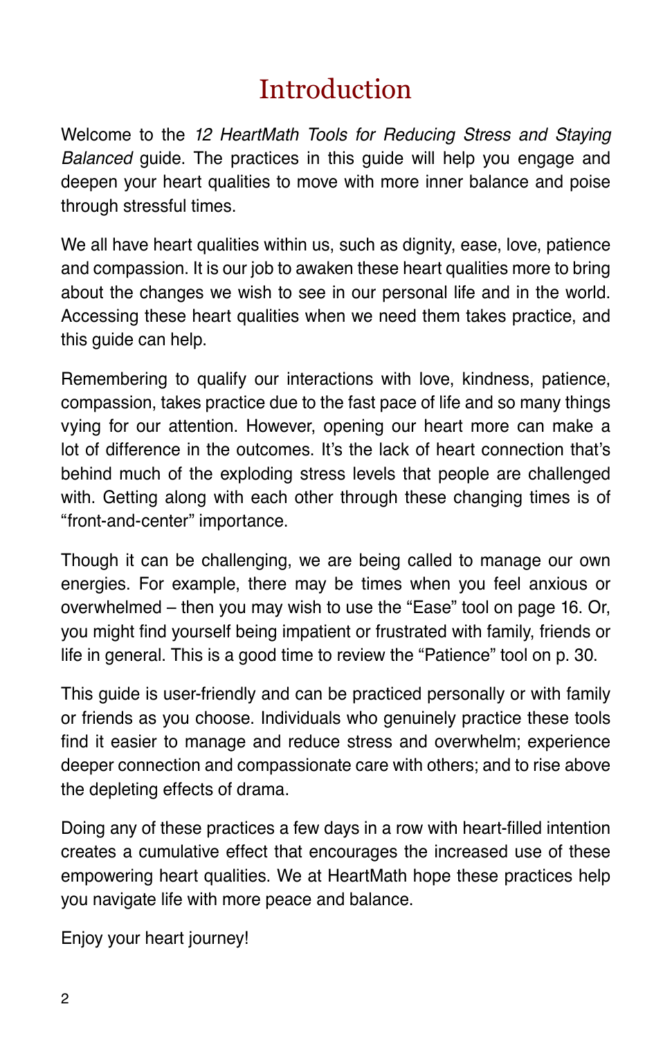# Introduction

Welcome to the *12 HeartMath Tools for Reducing Stress and Staying Balanced* guide. The practices in this guide will help you engage and deepen your heart qualities to move with more inner balance and poise through stressful times.

We all have heart qualities within us, such as dignity, ease, love, patience and compassion. It is our job to awaken these heart qualities more to bring about the changes we wish to see in our personal life and in the world. Accessing these heart qualities when we need them takes practice, and this guide can help.

Remembering to qualify our interactions with love, kindness, patience, compassion, takes practice due to the fast pace of life and so many things vying for our attention. However, opening our heart more can make a lot of difference in the outcomes. It's the lack of heart connection that's behind much of the exploding stress levels that people are challenged with. Getting along with each other through these changing times is of "front-and-center" importance.

Though it can be challenging, we are being called to manage our own energies. For example, there may be times when you feel anxious or overwhelmed – then you may wish to use the "Ease" tool on page 16. Or, you might find yourself being impatient or frustrated with family, friends or life in general. This is a good time to review the "Patience" tool on p. 30.

This guide is user-friendly and can be practiced personally or with family or friends as you choose. Individuals who genuinely practice these tools find it easier to manage and reduce stress and overwhelm; experience deeper connection and compassionate care with others; and to rise above the depleting effects of drama.

Doing any of these practices a few days in a row with heart-filled intention creates a cumulative effect that encourages the increased use of these empowering heart qualities. We at HeartMath hope these practices help you navigate life with more peace and balance.

Enjoy your heart journey!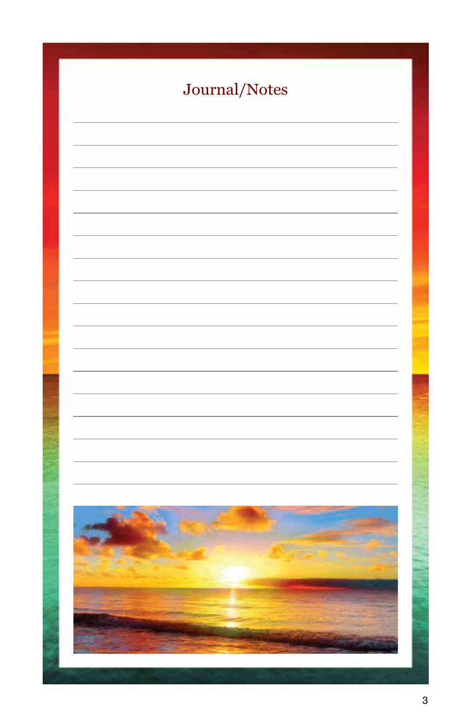# Journal/Notes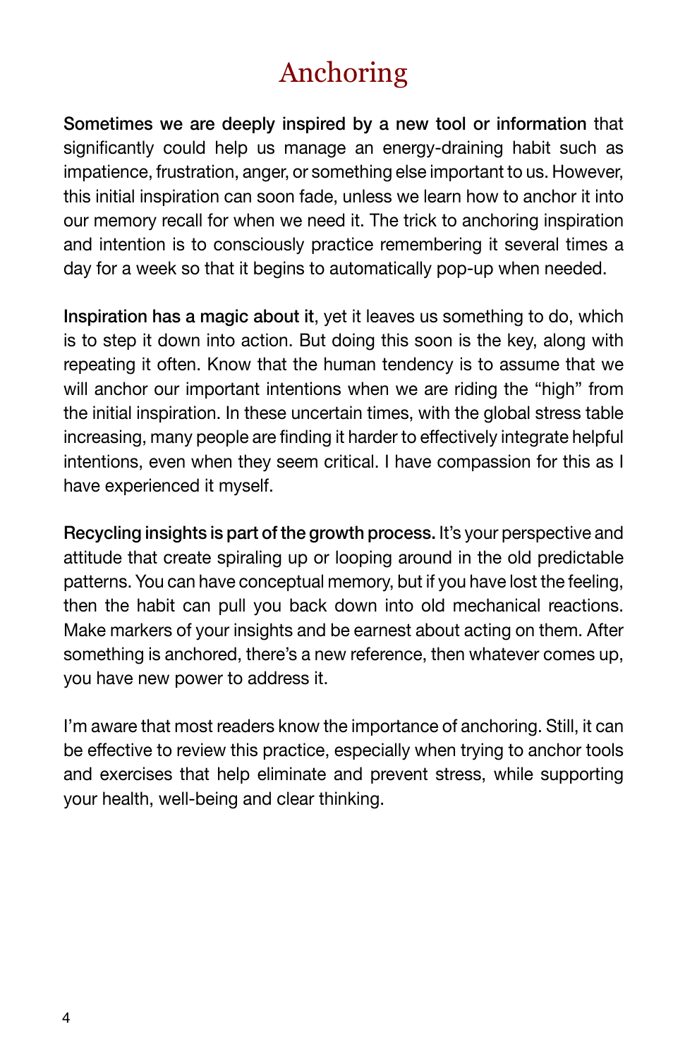# Anchoring

**Sometimes we are deeply inspired by a new tool or information** that significantly could help us manage an energy-draining habit such as impatience, frustration, anger, or something else important to us. However, this initial inspiration can soon fade, unless we learn how to anchor it into our memory recall for when we need it. The trick to anchoring inspiration and intention is to consciously practice remembering it several times a day for a week so that it begins to automatically pop-up when needed.

**Inspiration has a magic about it**, yet it leaves us something to do, which is to step it down into action. But doing this soon is the key, along with repeating it often. Know that the human tendency is to assume that we will anchor our important intentions when we are riding the "high" from the initial inspiration. In these uncertain times, with the global stress table increasing, many people are finding it harder to effectively integrate helpful intentions, even when they seem critical. I have compassion for this as I have experienced it myself.

**Recycling insights is part of the growth process.** It's your perspective and attitude that create spiraling up or looping around in the old predictable patterns. You can have conceptual memory, but if you have lost the feeling, then the habit can pull you back down into old mechanical reactions. Make markers of your insights and be earnest about acting on them. After something is anchored, there's a new reference, then whatever comes up, you have new power to address it.

I'm aware that most readers know the importance of anchoring. Still, it can be effective to review this practice, especially when trying to anchor tools and exercises that help eliminate and prevent stress, while supporting your health, well-being and clear thinking.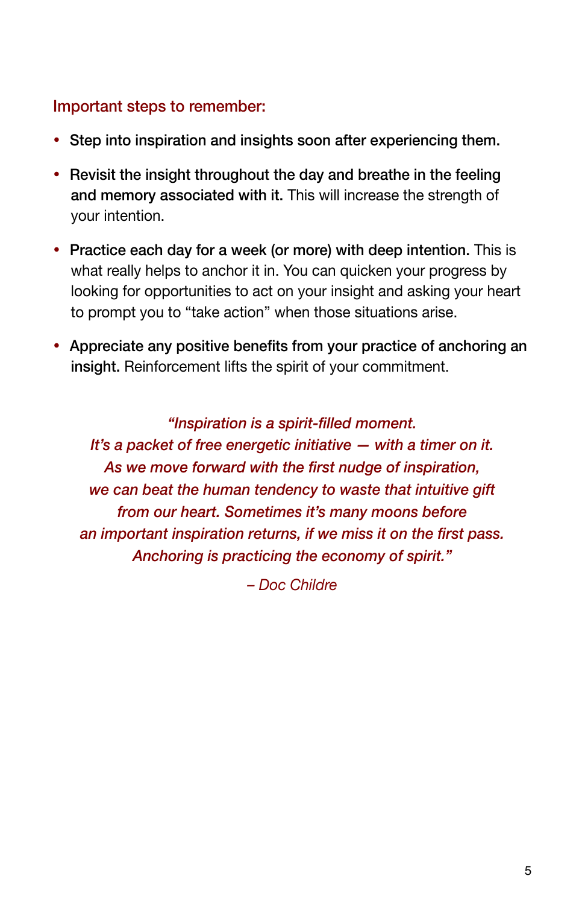### Important steps to remember:

- **Step into inspiration and insights soon after experiencing them.**
- **Revisit the insight throughout the day and breathe in the feeling and memory associated with it.** This will increase the strength of your intention.
- **Practice each day for a week (or more) with deep intention.** This is what really helps to anchor it in. You can quicken your progress by looking for opportunities to act on your insight and asking your heart to prompt you to "take action" when those situations arise.
- **Appreciate any positive benefits from your practice of anchoring an insight.** Reinforcement lifts the spirit of your commitment.

*"Inspiration is a spirit-filled moment.*
*It's a packet of free energetic initiative — with a timer on it.*
*As we move forward with the first nudge of inspiration,*
*we can beat the human tendency to waste that intuitive gift*
*from our heart. Sometimes it's many moons before*
*an important inspiration returns, if we miss it on the first pass.*
*Anchoring is practicing the economy of spirit."*

*– Doc Childre*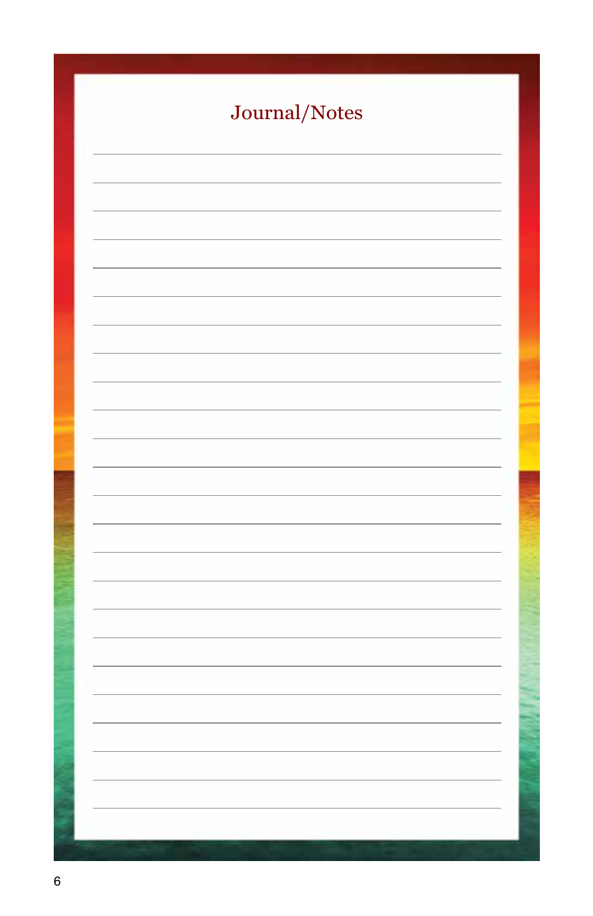# Journal/Notes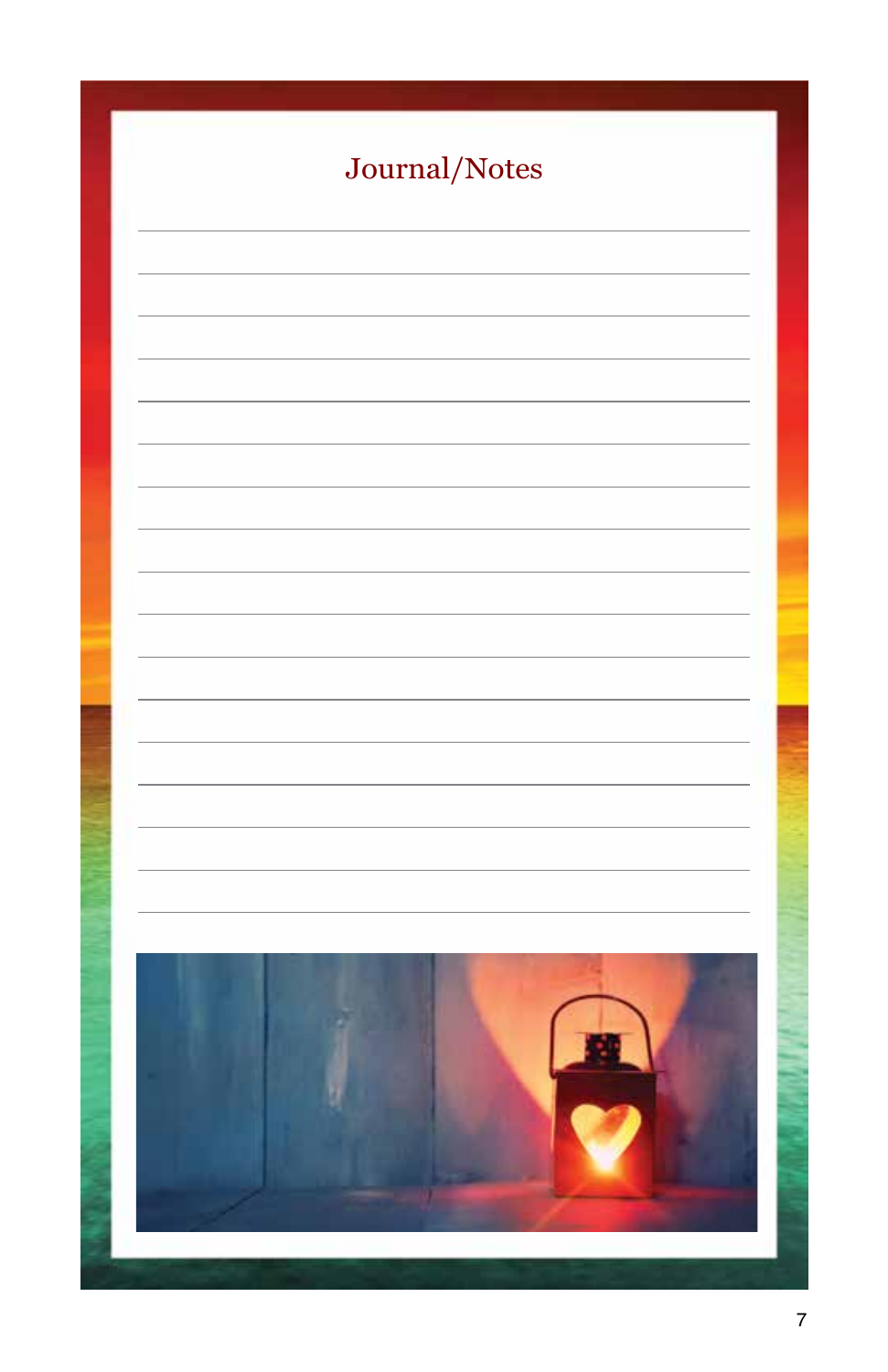# Journal/Notes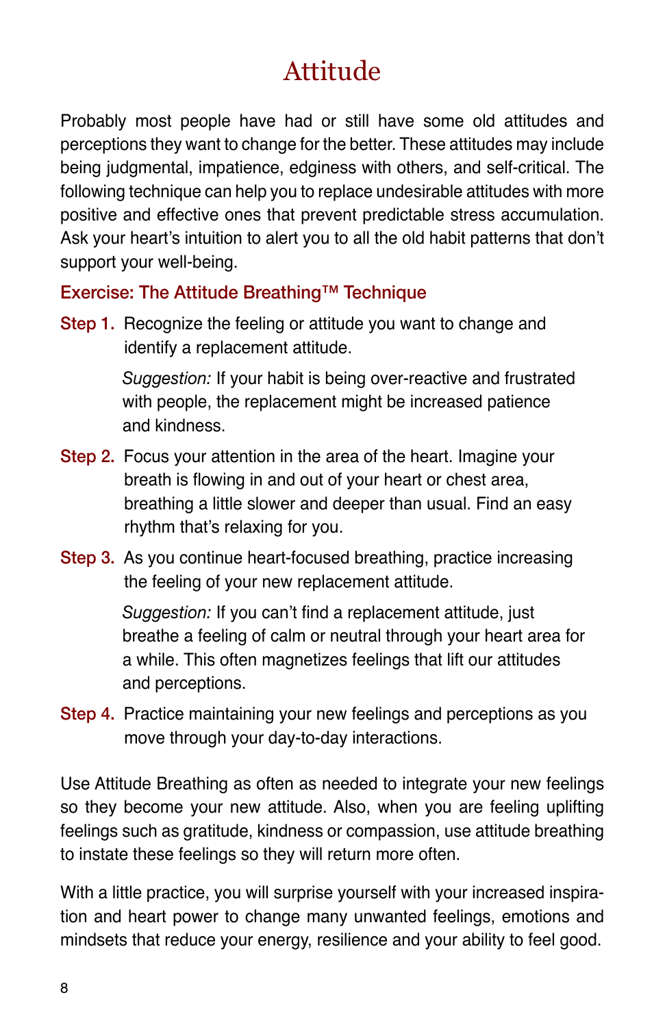# Attitude

Probably most people have had or still have some old attitudes and perceptions they want to change for the better. These attitudes may include being judgmental, impatience, edginess with others, and self-critical. The following technique can help you to replace undesirable attitudes with more positive and effective ones that prevent predictable stress accumulation. Ask your heart's intuition to alert you to all the old habit patterns that don't support your well-being.

## Exercise: The Attitude Breathing™ Technique

**Step 1.** Recognize the feeling or attitude you want to change and identify a replacement attitude.

> *Suggestion:* If your habit is being over-reactive and frustrated with people, the replacement might be increased patience and kindness.

**Step 2.** Focus your attention in the area of the heart. Imagine your breath is flowing in and out of your heart or chest area, breathing a little slower and deeper than usual. Find an easy rhythm that's relaxing for you.

**Step 3.** As you continue heart-focused breathing, practice increasing the feeling of your new replacement attitude.

> *Suggestion:* If you can't find a replacement attitude, just breathe a feeling of calm or neutral through your heart area for a while. This often magnetizes feelings that lift our attitudes and perceptions.

**Step 4.** Practice maintaining your new feelings and perceptions as you move through your day-to-day interactions.

Use Attitude Breathing as often as needed to integrate your new feelings so they become your new attitude. Also, when you are feeling uplifting feelings such as gratitude, kindness or compassion, use attitude breathing to instate these feelings so they will return more often.

With a little practice, you will surprise yourself with your increased inspiration and heart power to change many unwanted feelings, emotions and mindsets that reduce your energy, resilience and your ability to feel good.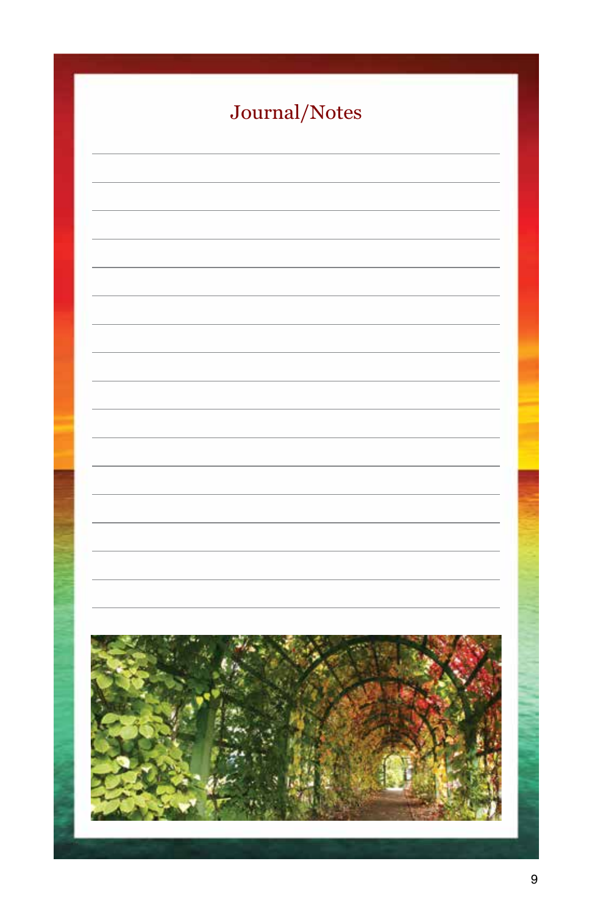# Journal/Notes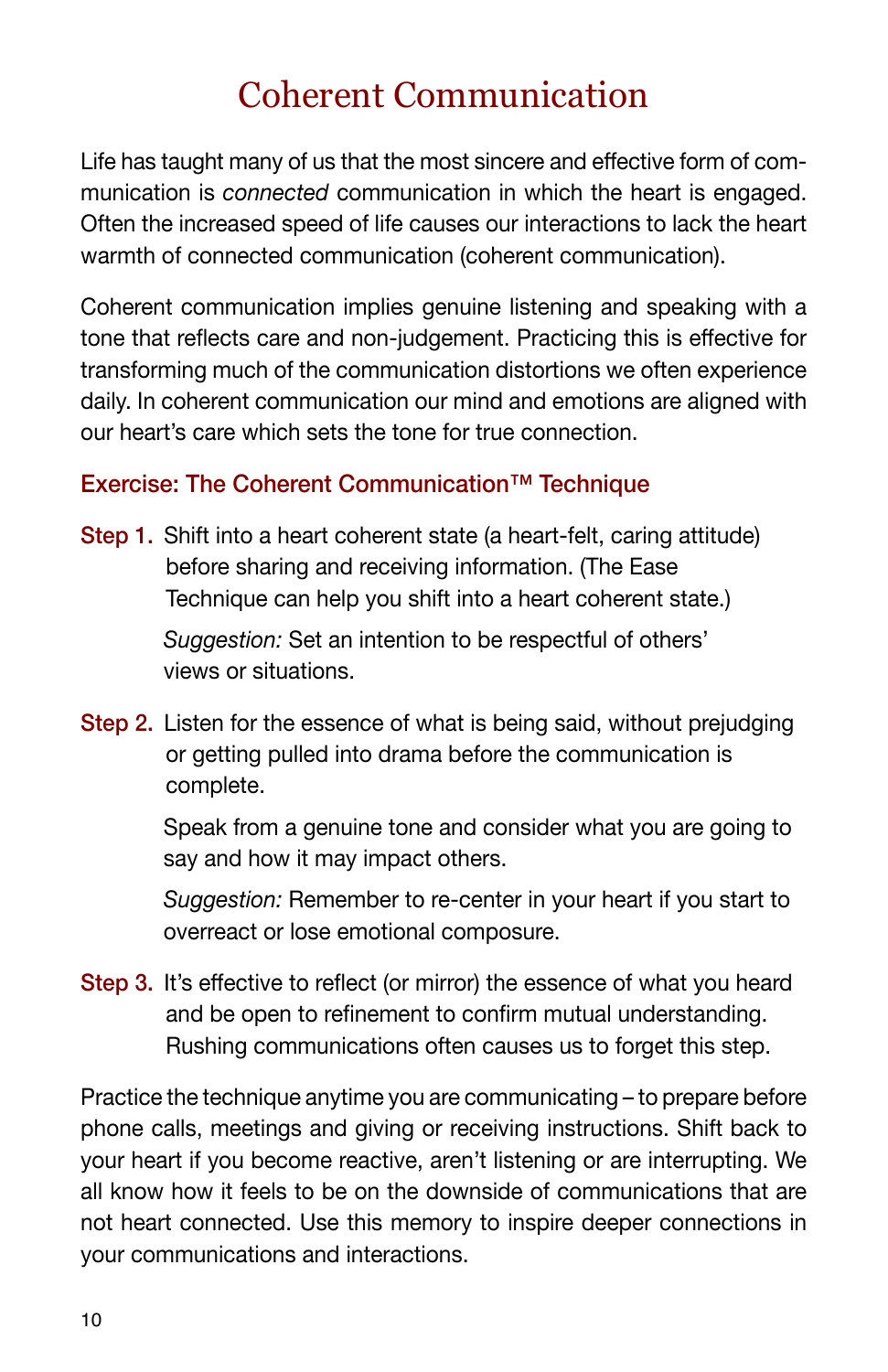# Coherent Communication

Life has taught many of us that the most sincere and effective form of communication is *connected* communication in which the heart is engaged. Often the increased speed of life causes our interactions to lack the heart warmth of connected communication (coherent communication).

Coherent communication implies genuine listening and speaking with a tone that reflects care and non-judgement. Practicing this is effective for transforming much of the communication distortions we often experience daily. In coherent communication our mind and emotions are aligned with our heart's care which sets the tone for true connection.

## Exercise: The Coherent Communication™ Technique

**Step 1.** Shift into a heart coherent state (a heart-felt, caring attitude) before sharing and receiving information. (The Ease Technique can help you shift into a heart coherent state.)

*Suggestion:* Set an intention to be respectful of others' views or situations.

**Step 2.** Listen for the essence of what is being said, without prejudging or getting pulled into drama before the communication is complete.

Speak from a genuine tone and consider what you are going to say and how it may impact others.

*Suggestion:* Remember to re-center in your heart if you start to overreact or lose emotional composure.

**Step 3.** It's effective to reflect (or mirror) the essence of what you heard and be open to refinement to confirm mutual understanding. Rushing communications often causes us to forget this step.

Practice the technique anytime you are communicating – to prepare before phone calls, meetings and giving or receiving instructions. Shift back to your heart if you become reactive, aren't listening or are interrupting. We all know how it feels to be on the downside of communications that are not heart connected. Use this memory to inspire deeper connections in your communications and interactions.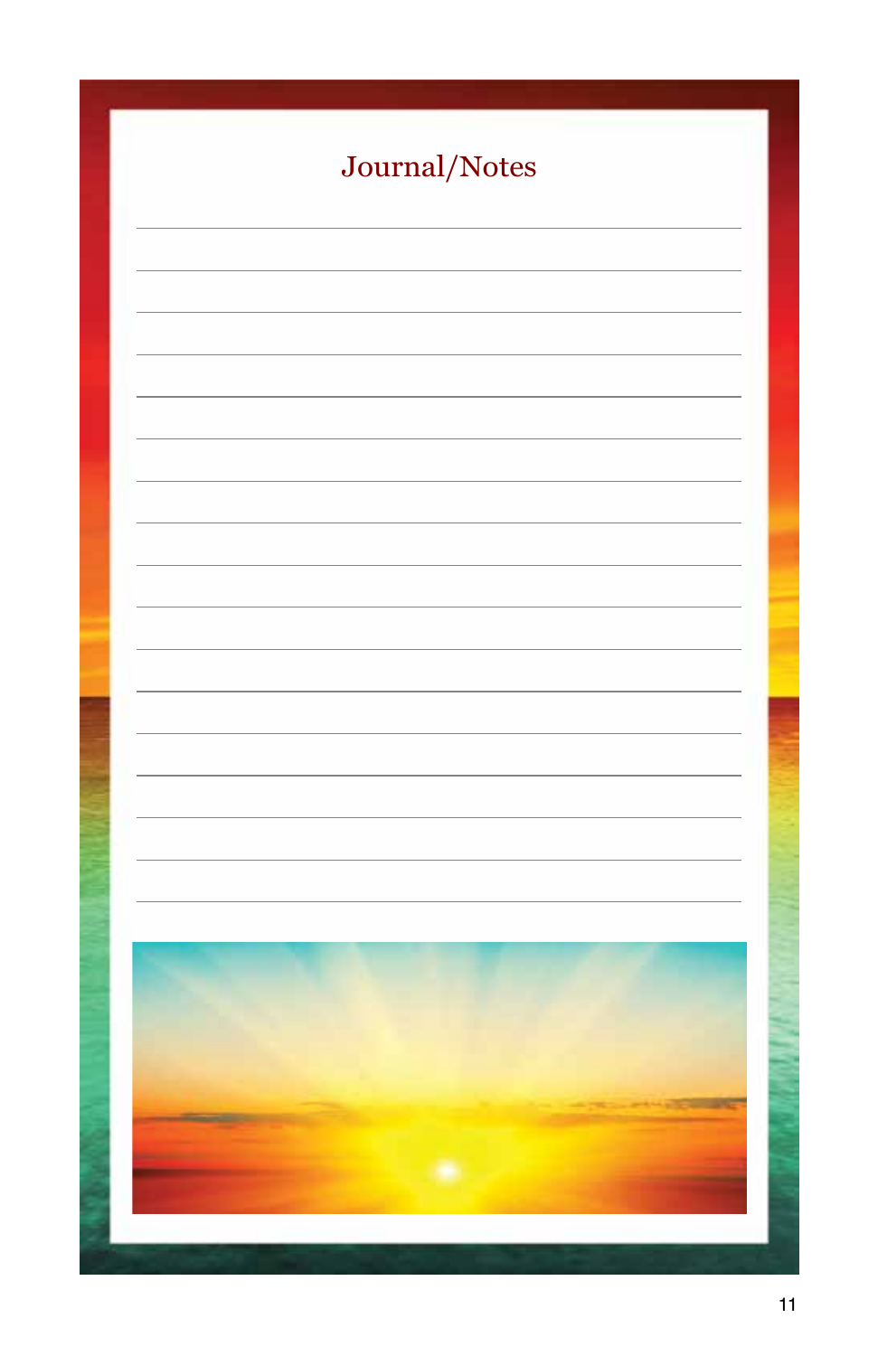# Journal/Notes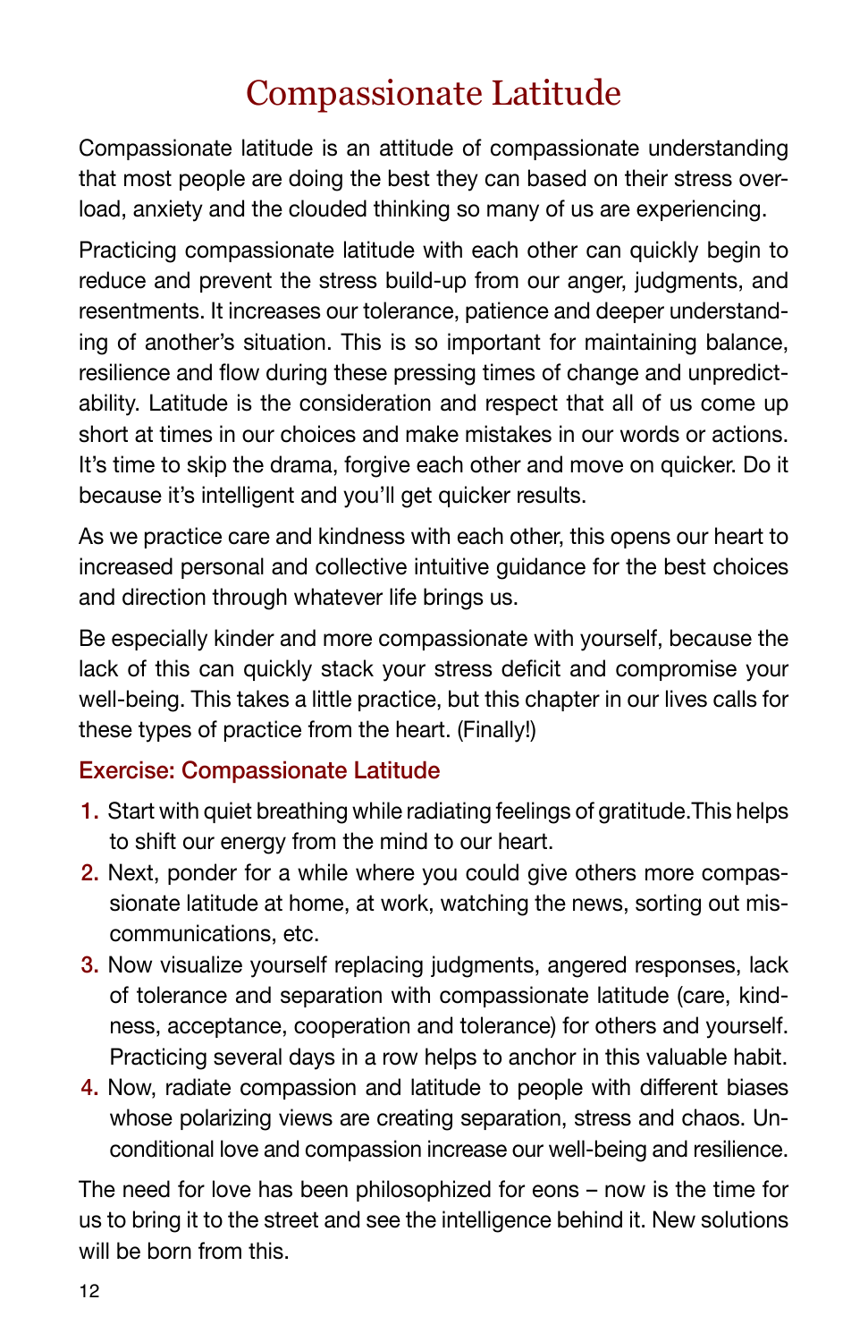# Compassionate Latitude

Compassionate latitude is an attitude of compassionate understanding that most people are doing the best they can based on their stress overload, anxiety and the clouded thinking so many of us are experiencing.

Practicing compassionate latitude with each other can quickly begin to reduce and prevent the stress build-up from our anger, judgments, and resentments. It increases our tolerance, patience and deeper understanding of another's situation. This is so important for maintaining balance, resilience and flow during these pressing times of change and unpredictability. Latitude is the consideration and respect that all of us come up short at times in our choices and make mistakes in our words or actions. It's time to skip the drama, forgive each other and move on quicker. Do it because it's intelligent and you'll get quicker results.

As we practice care and kindness with each other, this opens our heart to increased personal and collective intuitive guidance for the best choices and direction through whatever life brings us.

Be especially kinder and more compassionate with yourself, because the lack of this can quickly stack your stress deficit and compromise your well-being. This takes a little practice, but this chapter in our lives calls for these types of practice from the heart. (Finally!)

### Exercise: Compassionate Latitude

1. Start with quiet breathing while radiating feelings of gratitude.This helps to shift our energy from the mind to our heart.
2. Next, ponder for a while where you could give others more compassionate latitude at home, at work, watching the news, sorting out miscommunications, etc.
3. Now visualize yourself replacing judgments, angered responses, lack of tolerance and separation with compassionate latitude (care, kindness, acceptance, cooperation and tolerance) for others and yourself. Practicing several days in a row helps to anchor in this valuable habit.
4. Now, radiate compassion and latitude to people with different biases whose polarizing views are creating separation, stress and chaos. Unconditional love and compassion increase our well-being and resilience.

The need for love has been philosophized for eons – now is the time for us to bring it to the street and see the intelligence behind it. New solutions will be born from this.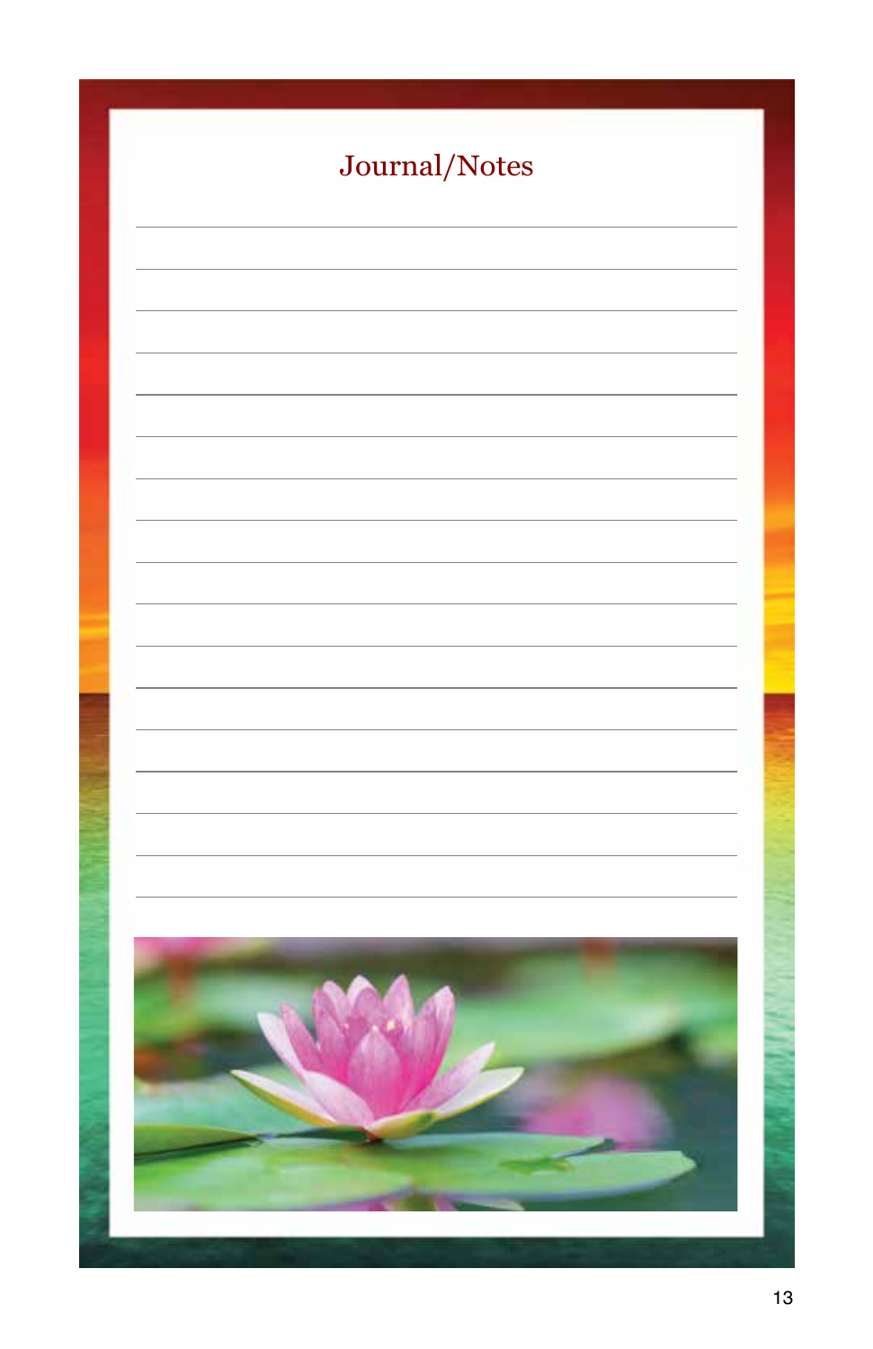# Journal/Notes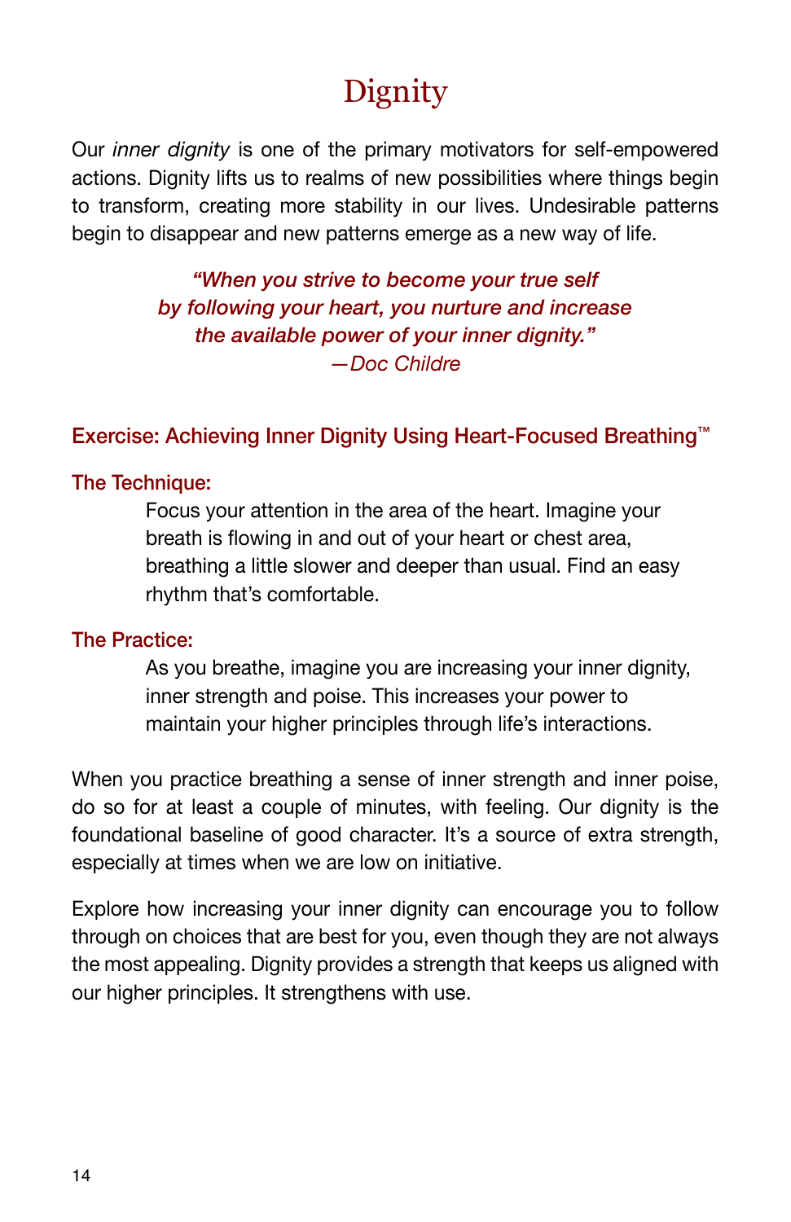# Dignity

Our *inner dignity* is one of the primary motivators for self-empowered actions. Dignity lifts us to realms of new possibilities where things begin to transform, creating more stability in our lives. Undesirable patterns begin to disappear and new patterns emerge as a new way of life.

> ***"When you strive to become your true self by following your heart, you nurture and increase the available power of your inner dignity."***
> *—Doc Childre*

## Exercise: Achieving Inner Dignity Using Heart-Focused Breathing™

### The Technique:

Focus your attention in the area of the heart. Imagine your breath is flowing in and out of your heart or chest area, breathing a little slower and deeper than usual. Find an easy rhythm that's comfortable.

### The Practice:

As you breathe, imagine you are increasing your inner dignity, inner strength and poise. This increases your power to maintain your higher principles through life's interactions.

When you practice breathing a sense of inner strength and inner poise, do so for at least a couple of minutes, with feeling. Our dignity is the foundational baseline of good character. It's a source of extra strength, especially at times when we are low on initiative.

Explore how increasing your inner dignity can encourage you to follow through on choices that are best for you, even though they are not always the most appealing. Dignity provides a strength that keeps us aligned with our higher principles. It strengthens with use.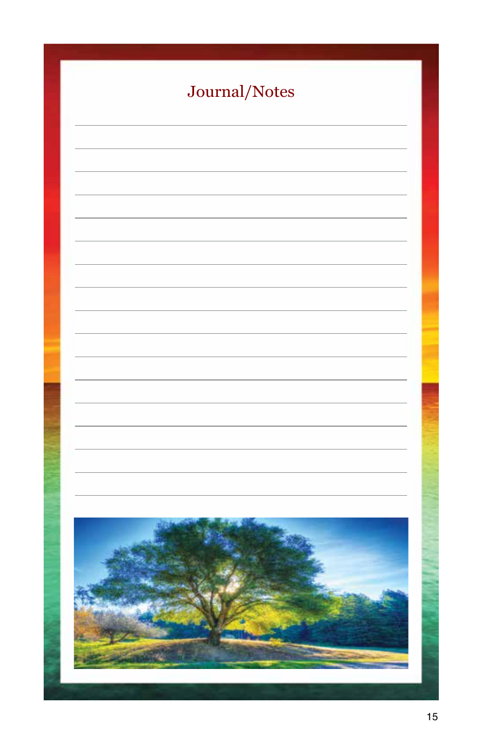# Journal/Notes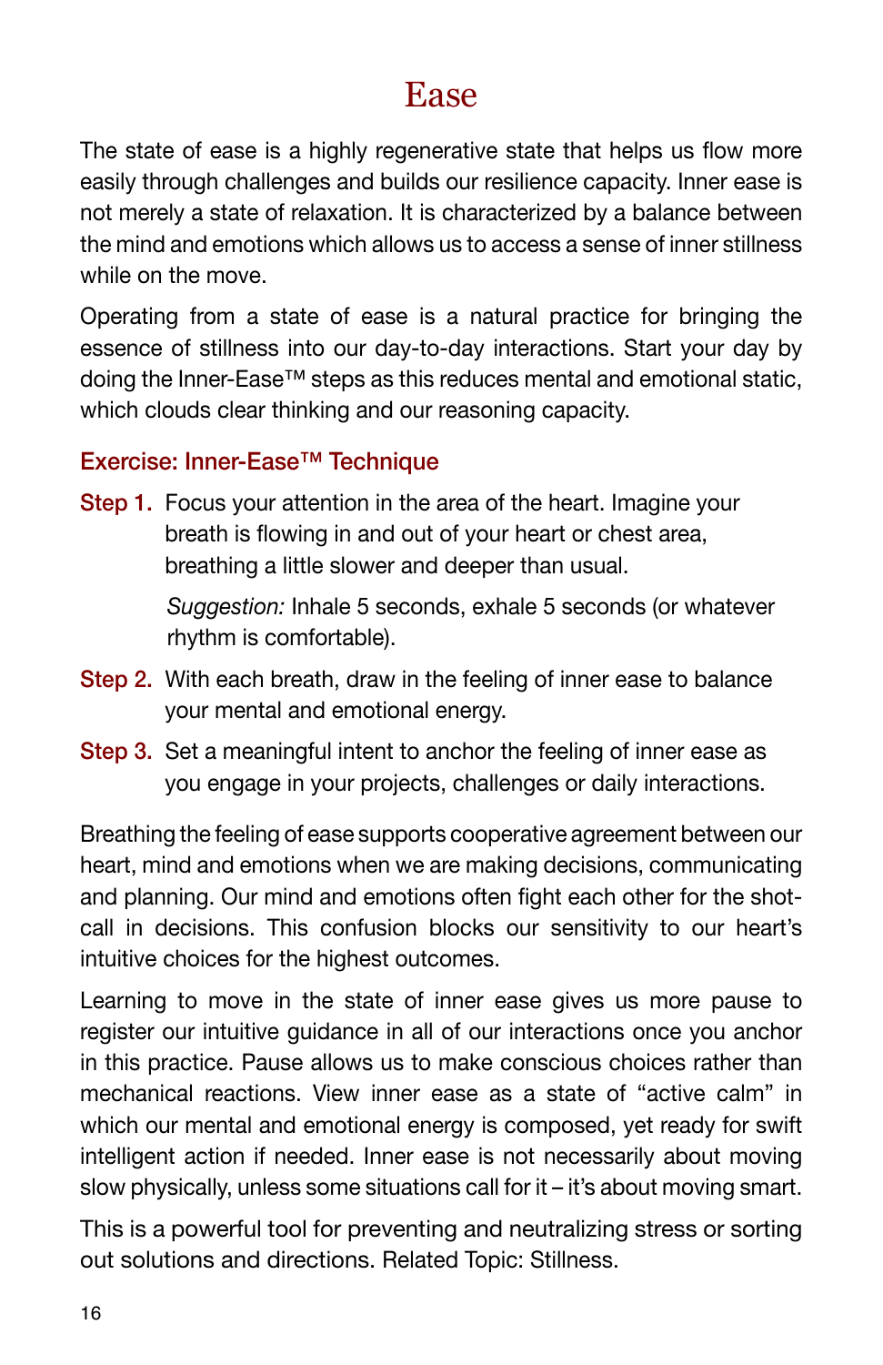# Ease

The state of ease is a highly regenerative state that helps us flow more easily through challenges and builds our resilience capacity. Inner ease is not merely a state of relaxation. It is characterized by a balance between the mind and emotions which allows us to access a sense of inner stillness while on the move.

Operating from a state of ease is a natural practice for bringing the essence of stillness into our day-to-day interactions. Start your day by doing the Inner-Ease™ steps as this reduces mental and emotional static, which clouds clear thinking and our reasoning capacity.

## Exercise: Inner-Ease™ Technique

**Step 1.** Focus your attention in the area of the heart. Imagine your breath is flowing in and out of your heart or chest area, breathing a little slower and deeper than usual.

*Suggestion:* Inhale 5 seconds, exhale 5 seconds (or whatever rhythm is comfortable).

**Step 2.** With each breath, draw in the feeling of inner ease to balance your mental and emotional energy.

**Step 3.** Set a meaningful intent to anchor the feeling of inner ease as you engage in your projects, challenges or daily interactions.

Breathing the feeling of ease supports cooperative agreement between our heart, mind and emotions when we are making decisions, communicating and planning. Our mind and emotions often fight each other for the shot-call in decisions. This confusion blocks our sensitivity to our heart's intuitive choices for the highest outcomes.

Learning to move in the state of inner ease gives us more pause to register our intuitive guidance in all of our interactions once you anchor in this practice. Pause allows us to make conscious choices rather than mechanical reactions. View inner ease as a state of "active calm" in which our mental and emotional energy is composed, yet ready for swift intelligent action if needed. Inner ease is not necessarily about moving slow physically, unless some situations call for it – it's about moving smart.

This is a powerful tool for preventing and neutralizing stress or sorting out solutions and directions. Related Topic: Stillness.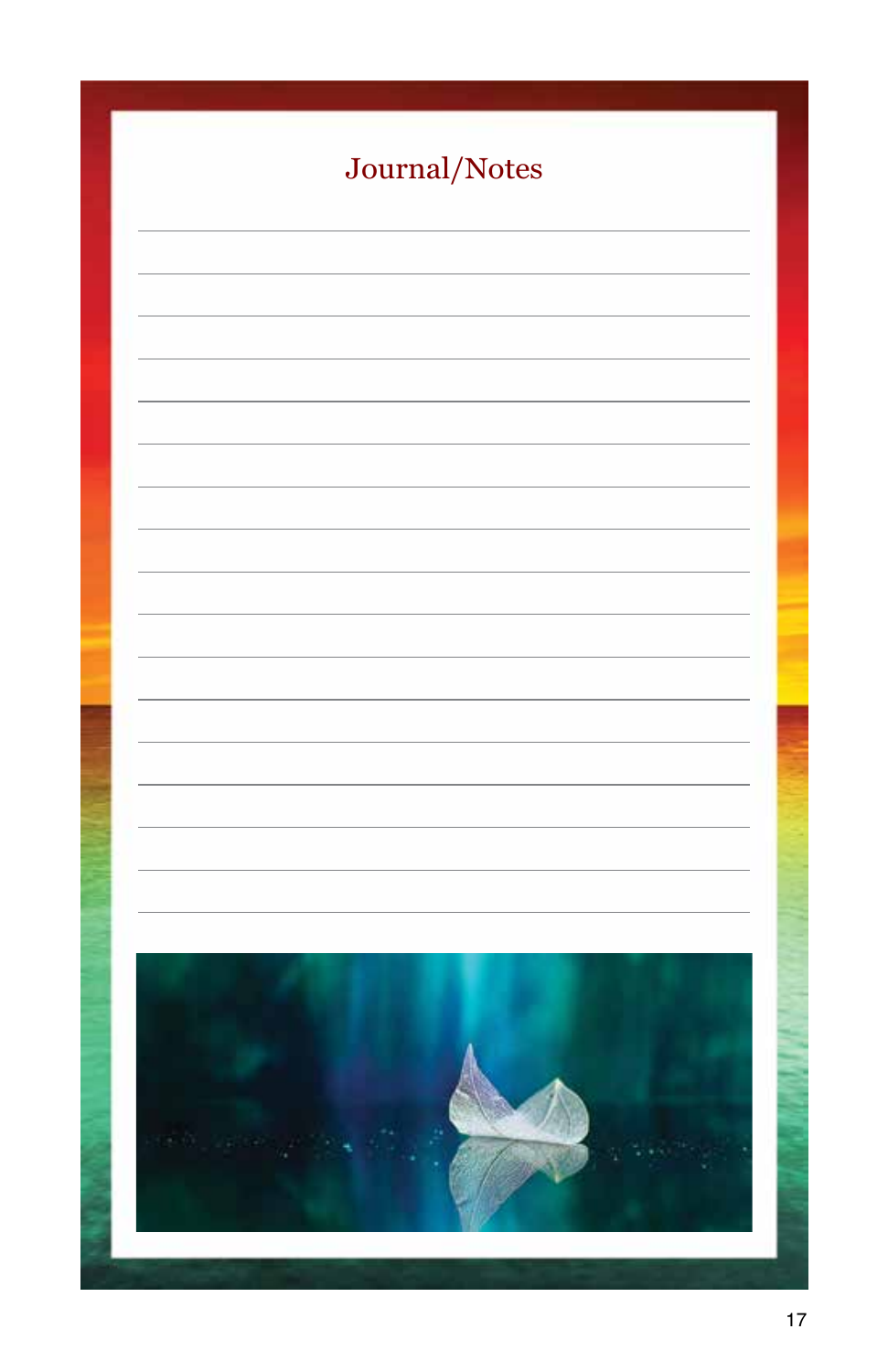## Journal/Notes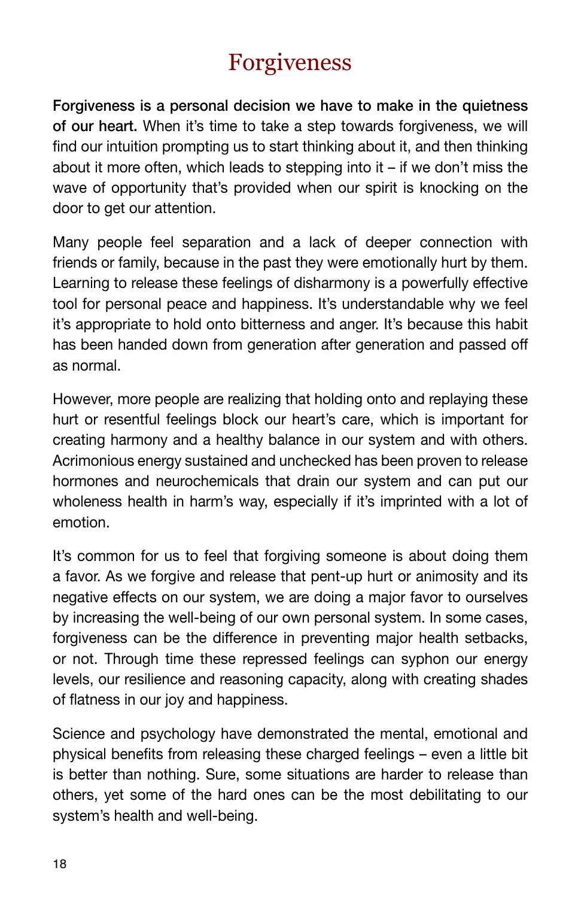# Forgiveness

**Forgiveness is a personal decision we have to make in the quietness of our heart.** When it's time to take a step towards forgiveness, we will find our intuition prompting us to start thinking about it, and then thinking about it more often, which leads to stepping into it – if we don't miss the wave of opportunity that's provided when our spirit is knocking on the door to get our attention.

Many people feel separation and a lack of deeper connection with friends or family, because in the past they were emotionally hurt by them. Learning to release these feelings of disharmony is a powerfully effective tool for personal peace and happiness. It's understandable why we feel it's appropriate to hold onto bitterness and anger. It's because this habit has been handed down from generation after generation and passed off as normal.

However, more people are realizing that holding onto and replaying these hurt or resentful feelings block our heart's care, which is important for creating harmony and a healthy balance in our system and with others. Acrimonious energy sustained and unchecked has been proven to release hormones and neurochemicals that drain our system and can put our wholeness health in harm's way, especially if it's imprinted with a lot of emotion.

It's common for us to feel that forgiving someone is about doing them a favor. As we forgive and release that pent-up hurt or animosity and its negative effects on our system, we are doing a major favor to ourselves by increasing the well-being of our own personal system. In some cases, forgiveness can be the difference in preventing major health setbacks, or not. Through time these repressed feelings can syphon our energy levels, our resilience and reasoning capacity, along with creating shades of flatness in our joy and happiness.

Science and psychology have demonstrated the mental, emotional and physical benefits from releasing these charged feelings – even a little bit is better than nothing. Sure, some situations are harder to release than others, yet some of the hard ones can be the most debilitating to our system's health and well-being.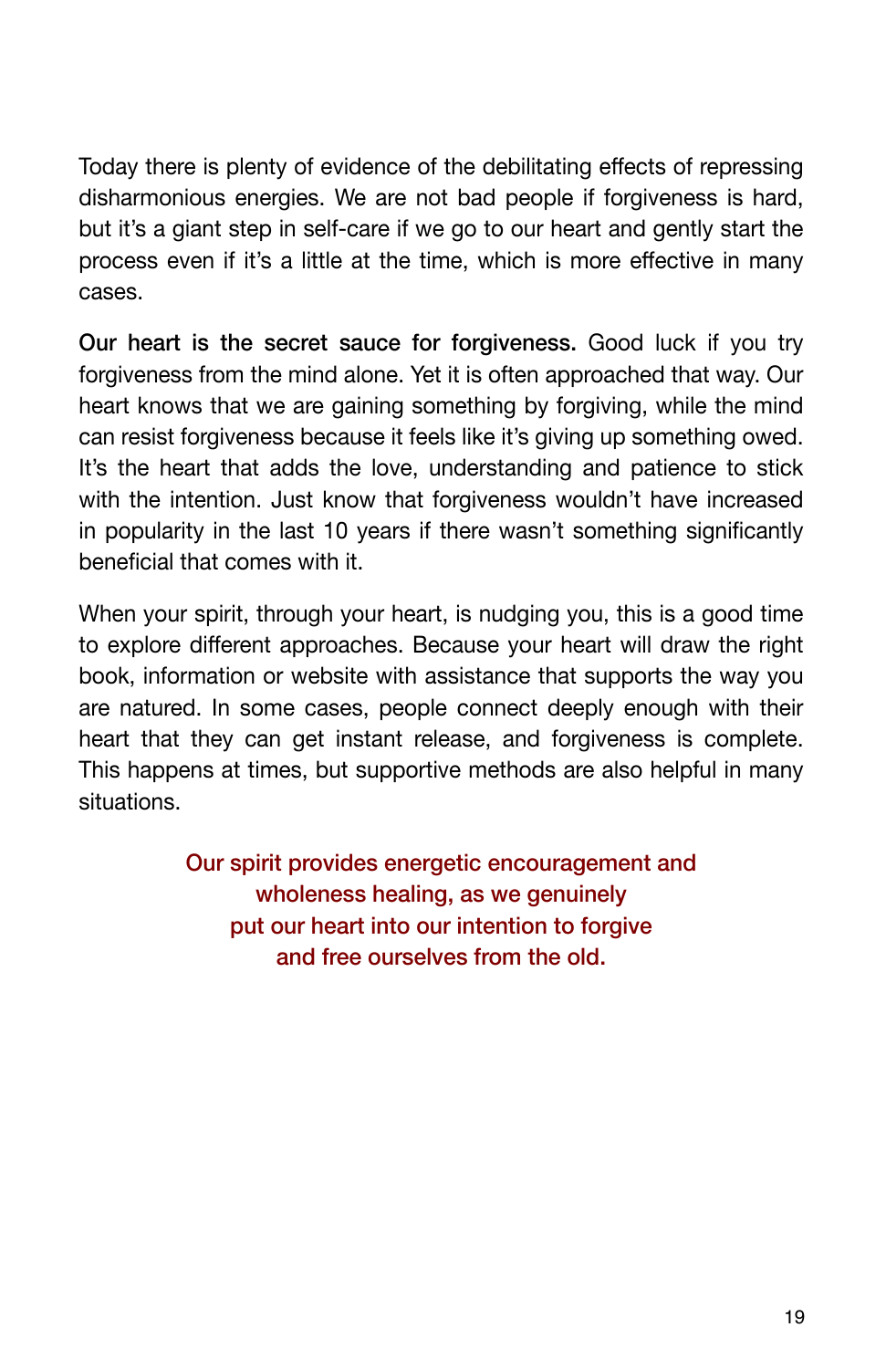Today there is plenty of evidence of the debilitating effects of repressing disharmonious energies. We are not bad people if forgiveness is hard, but it's a giant step in self-care if we go to our heart and gently start the process even if it's a little at the time, which is more effective in many cases.

**Our heart is the secret sauce for forgiveness.** Good luck if you try forgiveness from the mind alone. Yet it is often approached that way. Our heart knows that we are gaining something by forgiving, while the mind can resist forgiveness because it feels like it's giving up something owed. It's the heart that adds the love, understanding and patience to stick with the intention. Just know that forgiveness wouldn't have increased in popularity in the last 10 years if there wasn't something significantly beneficial that comes with it.

When your spirit, through your heart, is nudging you, this is a good time to explore different approaches. Because your heart will draw the right book, information or website with assistance that supports the way you are natured. In some cases, people connect deeply enough with their heart that they can get instant release, and forgiveness is complete. This happens at times, but supportive methods are also helpful in many situations.

Our spirit provides energetic encouragement and wholeness healing, as we genuinely put our heart into our intention to forgive and free ourselves from the old.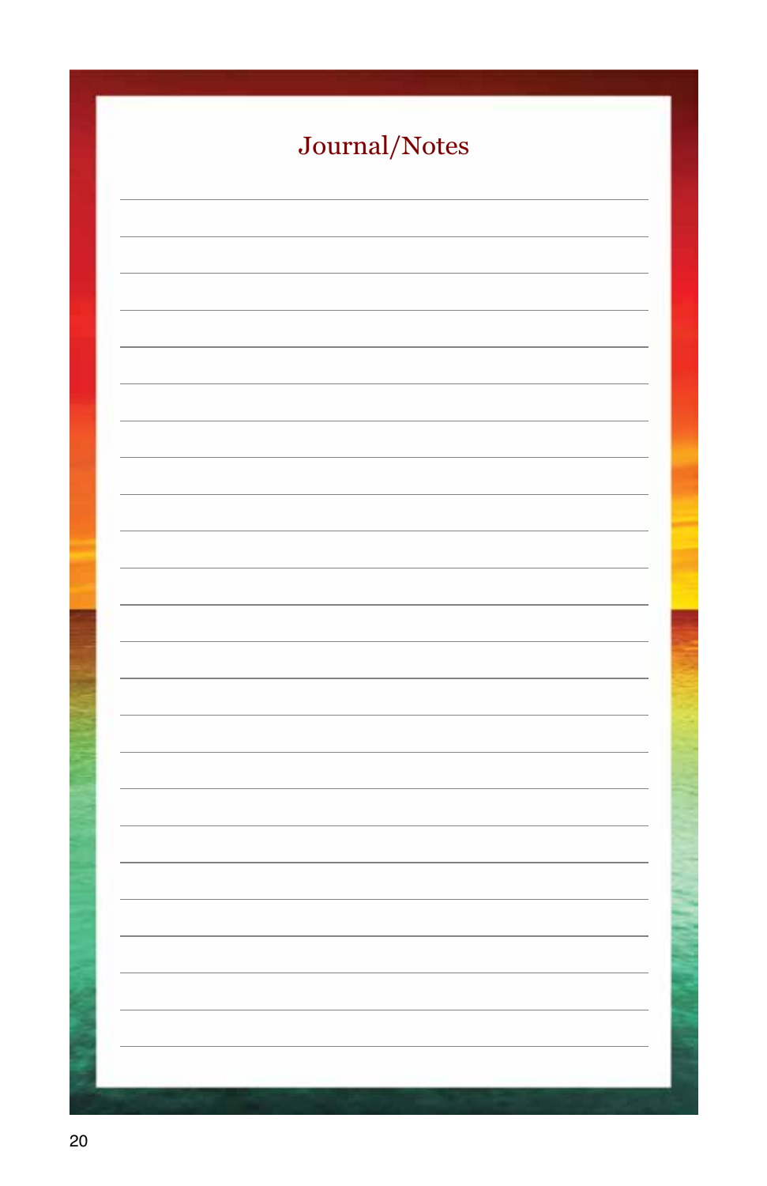# Journal/Notes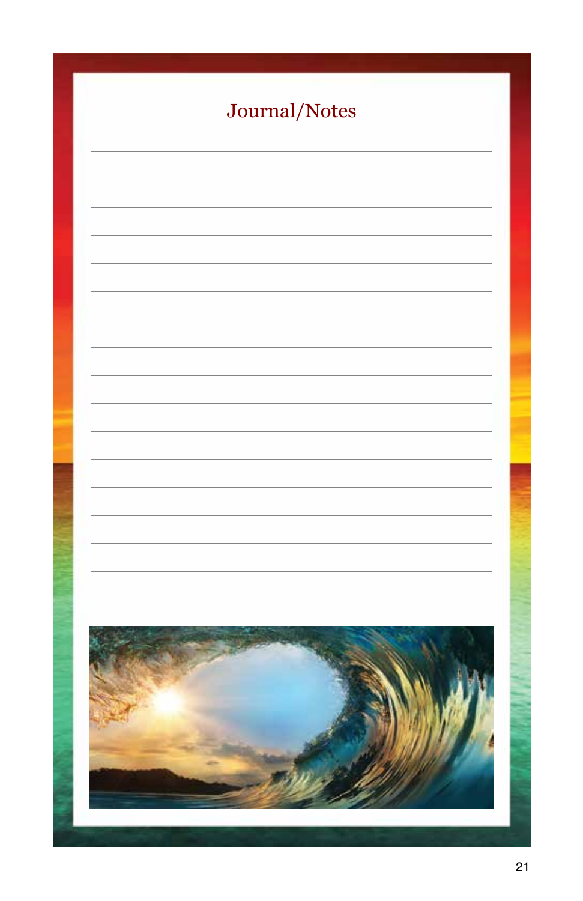# Journal/Notes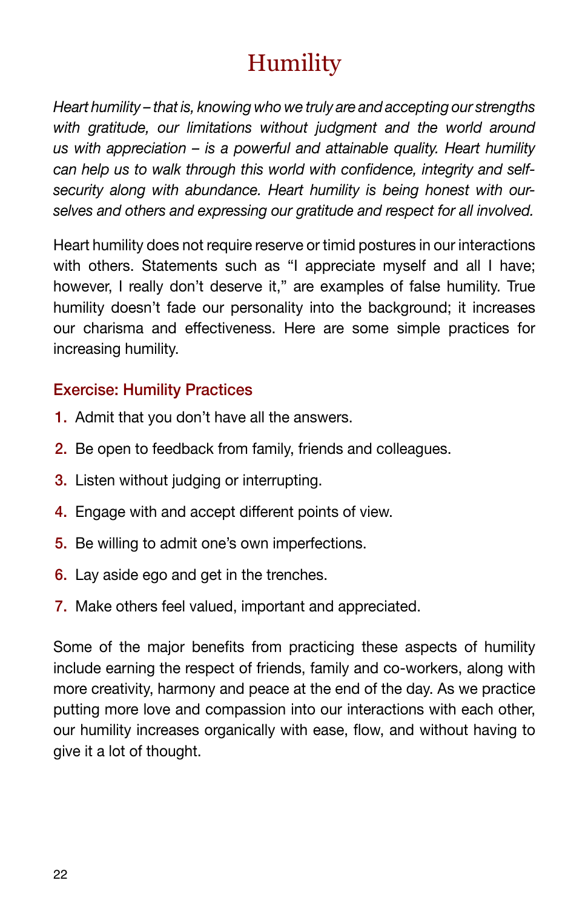# Humility

*Heart humility – that is, knowing who we truly are and accepting our strengths with gratitude, our limitations without judgment and the world around us with appreciation – is a powerful and attainable quality. Heart humility can help us to walk through this world with confidence, integrity and self-security along with abundance. Heart humility is being honest with ourselves and others and expressing our gratitude and respect for all involved.*

Heart humility does not require reserve or timid postures in our interactions with others. Statements such as "I appreciate myself and all I have; however, I really don't deserve it," are examples of false humility. True humility doesn't fade our personality into the background; it increases our charisma and effectiveness. Here are some simple practices for increasing humility.

### Exercise: Humility Practices

1. Admit that you don't have all the answers.
2. Be open to feedback from family, friends and colleagues.
3. Listen without judging or interrupting.
4. Engage with and accept different points of view.
5. Be willing to admit one's own imperfections.
6. Lay aside ego and get in the trenches.
7. Make others feel valued, important and appreciated.

Some of the major benefits from practicing these aspects of humility include earning the respect of friends, family and co-workers, along with more creativity, harmony and peace at the end of the day. As we practice putting more love and compassion into our interactions with each other, our humility increases organically with ease, flow, and without having to give it a lot of thought.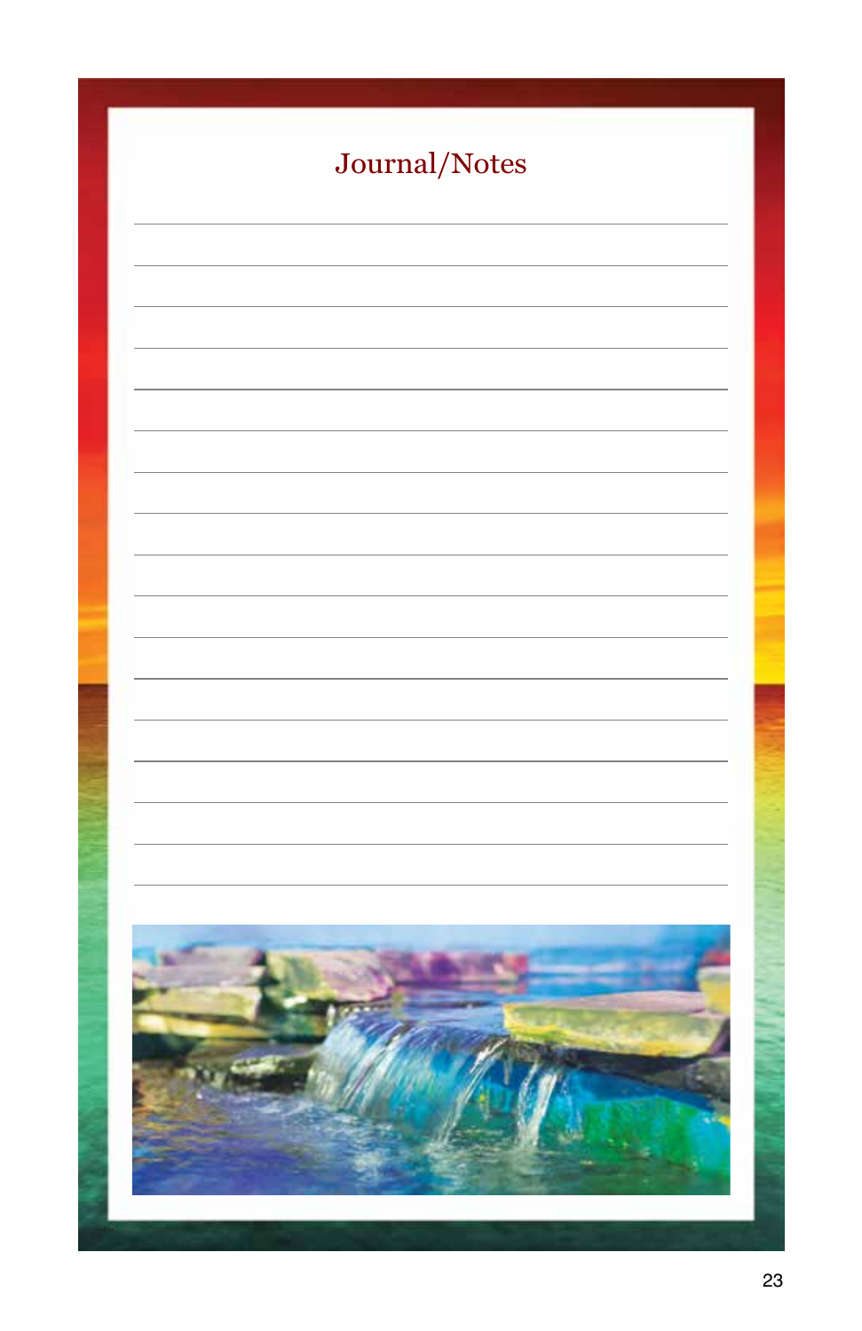# Journal/Notes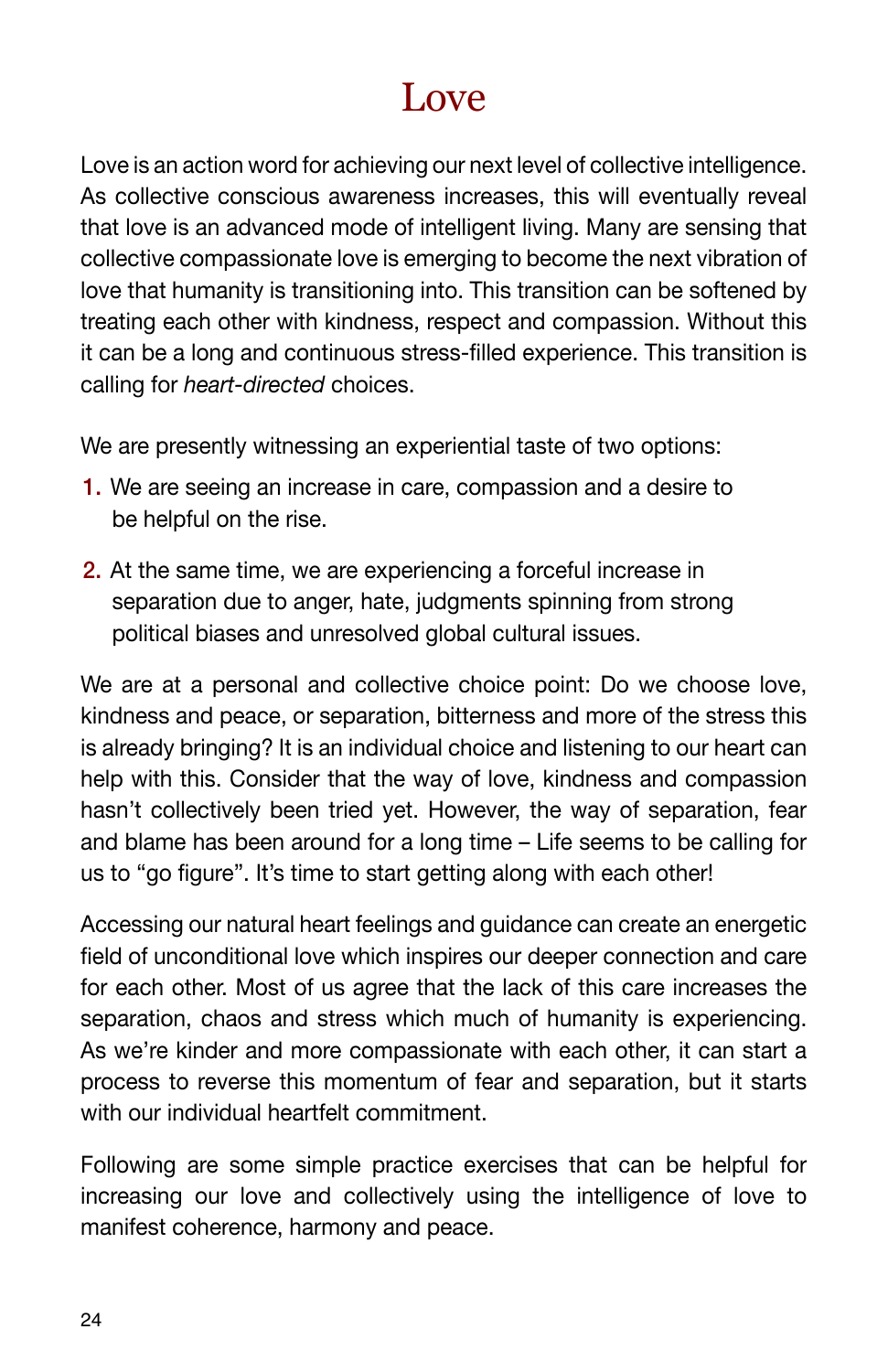# Love

Love is an action word for achieving our next level of collective intelligence. As collective conscious awareness increases, this will eventually reveal that love is an advanced mode of intelligent living. Many are sensing that collective compassionate love is emerging to become the next vibration of love that humanity is transitioning into. This transition can be softened by treating each other with kindness, respect and compassion. Without this it can be a long and continuous stress-filled experience. This transition is calling for *heart-directed* choices.

We are presently witnessing an experiential taste of two options:

1. We are seeing an increase in care, compassion and a desire to be helpful on the rise.
2. At the same time, we are experiencing a forceful increase in separation due to anger, hate, judgments spinning from strong political biases and unresolved global cultural issues.

We are at a personal and collective choice point: Do we choose love, kindness and peace, or separation, bitterness and more of the stress this is already bringing? It is an individual choice and listening to our heart can help with this. Consider that the way of love, kindness and compassion hasn't collectively been tried yet. However, the way of separation, fear and blame has been around for a long time – Life seems to be calling for us to "go figure". It's time to start getting along with each other!

Accessing our natural heart feelings and guidance can create an energetic field of unconditional love which inspires our deeper connection and care for each other. Most of us agree that the lack of this care increases the separation, chaos and stress which much of humanity is experiencing. As we're kinder and more compassionate with each other, it can start a process to reverse this momentum of fear and separation, but it starts with our individual heartfelt commitment.

Following are some simple practice exercises that can be helpful for increasing our love and collectively using the intelligence of love to manifest coherence, harmony and peace.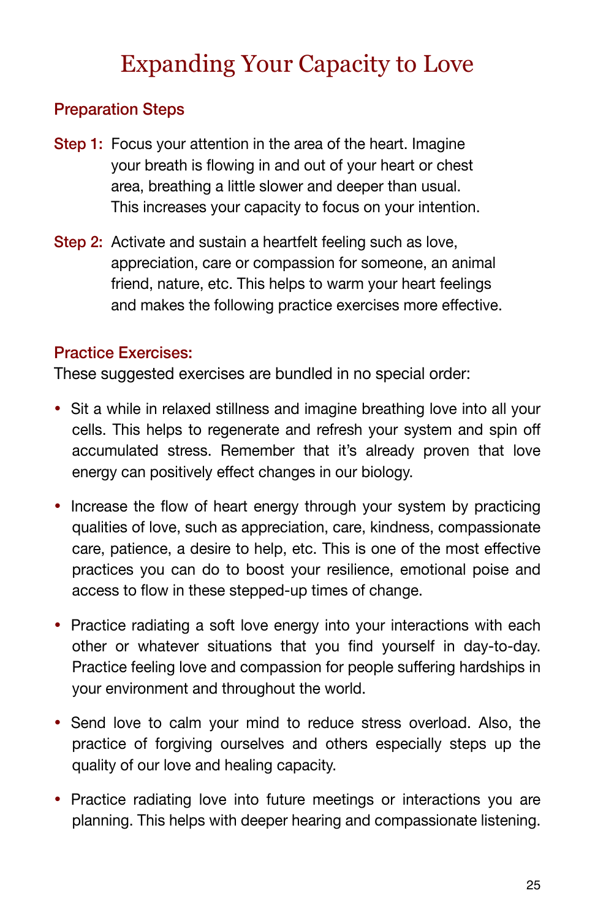# Expanding Your Capacity to Love

## Preparation Steps

**Step 1:** Focus your attention in the area of the heart. Imagine your breath is flowing in and out of your heart or chest area, breathing a little slower and deeper than usual. This increases your capacity to focus on your intention.

**Step 2:** Activate and sustain a heartfelt feeling such as love, appreciation, care or compassion for someone, an animal friend, nature, etc. This helps to warm your heart feelings and makes the following practice exercises more effective.

## Practice Exercises:

These suggested exercises are bundled in no special order:

- Sit a while in relaxed stillness and imagine breathing love into all your cells. This helps to regenerate and refresh your system and spin off accumulated stress. Remember that it's already proven that love energy can positively effect changes in our biology.
- Increase the flow of heart energy through your system by practicing qualities of love, such as appreciation, care, kindness, compassionate care, patience, a desire to help, etc. This is one of the most effective practices you can do to boost your resilience, emotional poise and access to flow in these stepped-up times of change.
- Practice radiating a soft love energy into your interactions with each other or whatever situations that you find yourself in day-to-day. Practice feeling love and compassion for people suffering hardships in your environment and throughout the world.
- Send love to calm your mind to reduce stress overload. Also, the practice of forgiving ourselves and others especially steps up the quality of our love and healing capacity.
- Practice radiating love into future meetings or interactions you are planning. This helps with deeper hearing and compassionate listening.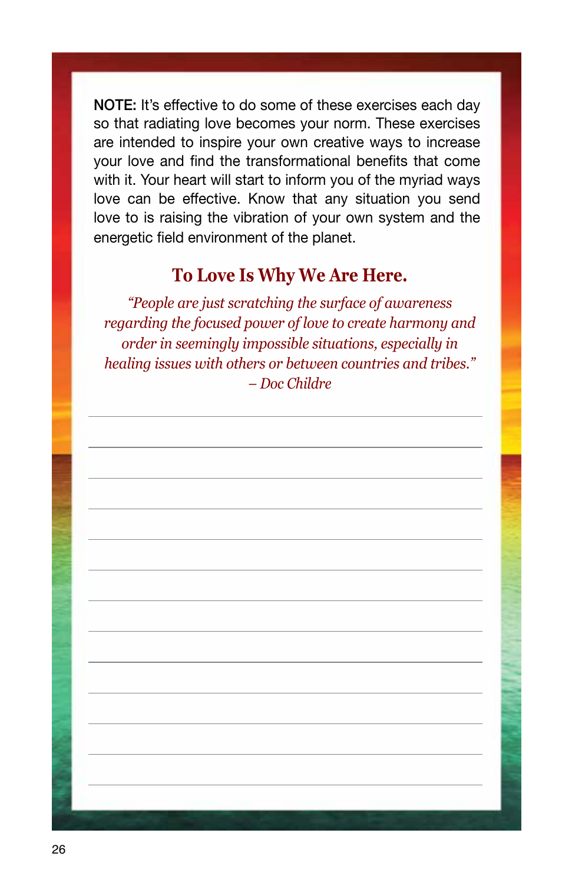**NOTE:** It's effective to do some of these exercises each day so that radiating love becomes your norm. These exercises are intended to inspire your own creative ways to increase your love and find the transformational benefits that come with it. Your heart will start to inform you of the myriad ways love can be effective. Know that any situation you send love to is raising the vibration of your own system and the energetic field environment of the planet.

## To Love Is Why We Are Here.

*"People are just scratching the surface of awareness regarding the focused power of love to create harmony and order in seemingly impossible situations, especially in healing issues with others or between countries and tribes."*
*– Doc Childre*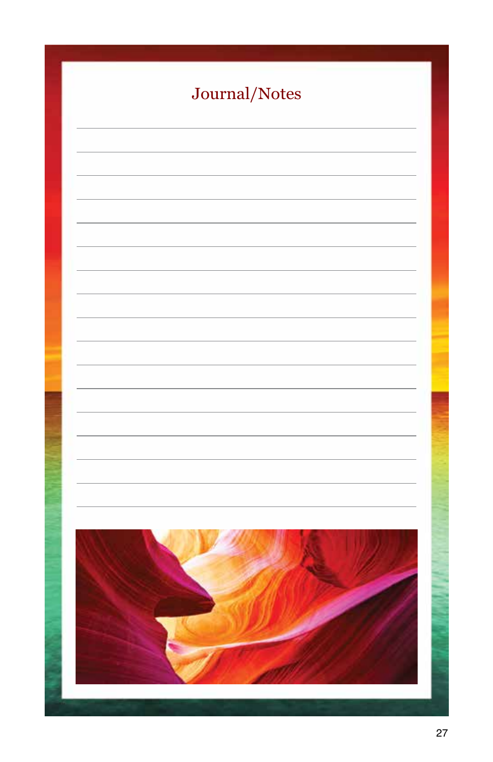# Journal/Notes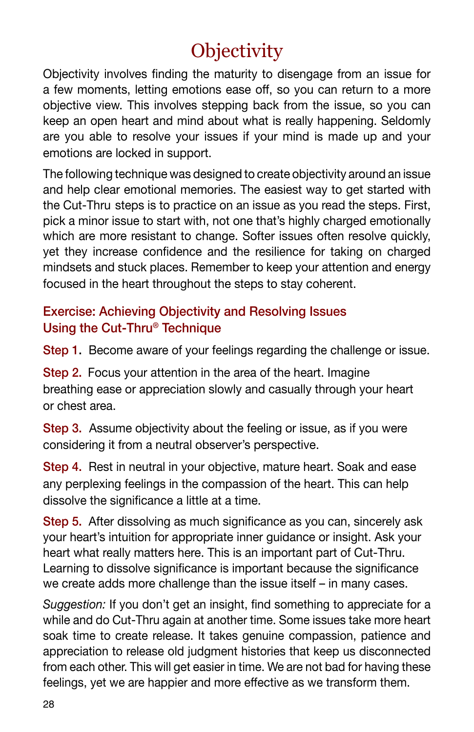# Objectivity

Objectivity involves finding the maturity to disengage from an issue for a few moments, letting emotions ease off, so you can return to a more objective view. This involves stepping back from the issue, so you can keep an open heart and mind about what is really happening. Seldomly are you able to resolve your issues if your mind is made up and your emotions are locked in support.

The following technique was designed to create objectivity around an issue and help clear emotional memories. The easiest way to get started with the Cut-Thru steps is to practice on an issue as you read the steps. First, pick a minor issue to start with, not one that's highly charged emotionally which are more resistant to change. Softer issues often resolve quickly, yet they increase confidence and the resilience for taking on charged mindsets and stuck places. Remember to keep your attention and energy focused in the heart throughout the steps to stay coherent.

### Exercise: Achieving Objectivity and Resolving Issues Using the Cut-Thru® Technique

**Step 1.** Become aware of your feelings regarding the challenge or issue.

**Step 2.** Focus your attention in the area of the heart. Imagine breathing ease or appreciation slowly and casually through your heart or chest area.

**Step 3.** Assume objectivity about the feeling or issue, as if you were considering it from a neutral observer's perspective.

**Step 4.** Rest in neutral in your objective, mature heart. Soak and ease any perplexing feelings in the compassion of the heart. This can help dissolve the significance a little at a time.

**Step 5.** After dissolving as much significance as you can, sincerely ask your heart's intuition for appropriate inner guidance or insight. Ask your heart what really matters here. This is an important part of Cut-Thru. Learning to dissolve significance is important because the significance we create adds more challenge than the issue itself – in many cases.

*Suggestion:* If you don't get an insight, find something to appreciate for a while and do Cut-Thru again at another time. Some issues take more heart soak time to create release. It takes genuine compassion, patience and appreciation to release old judgment histories that keep us disconnected from each other. This will get easier in time. We are not bad for having these feelings, yet we are happier and more effective as we transform them.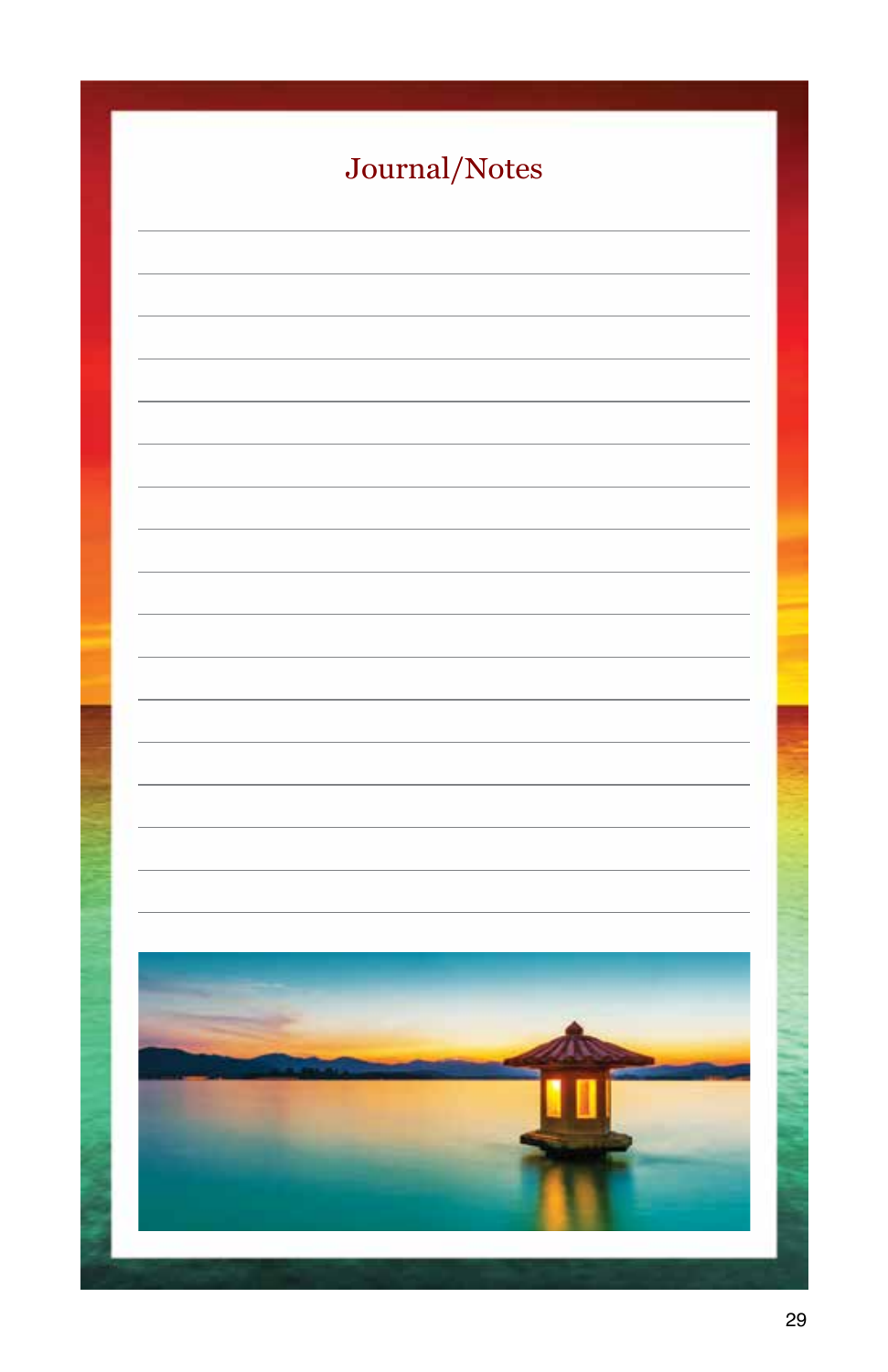# Journal/Notes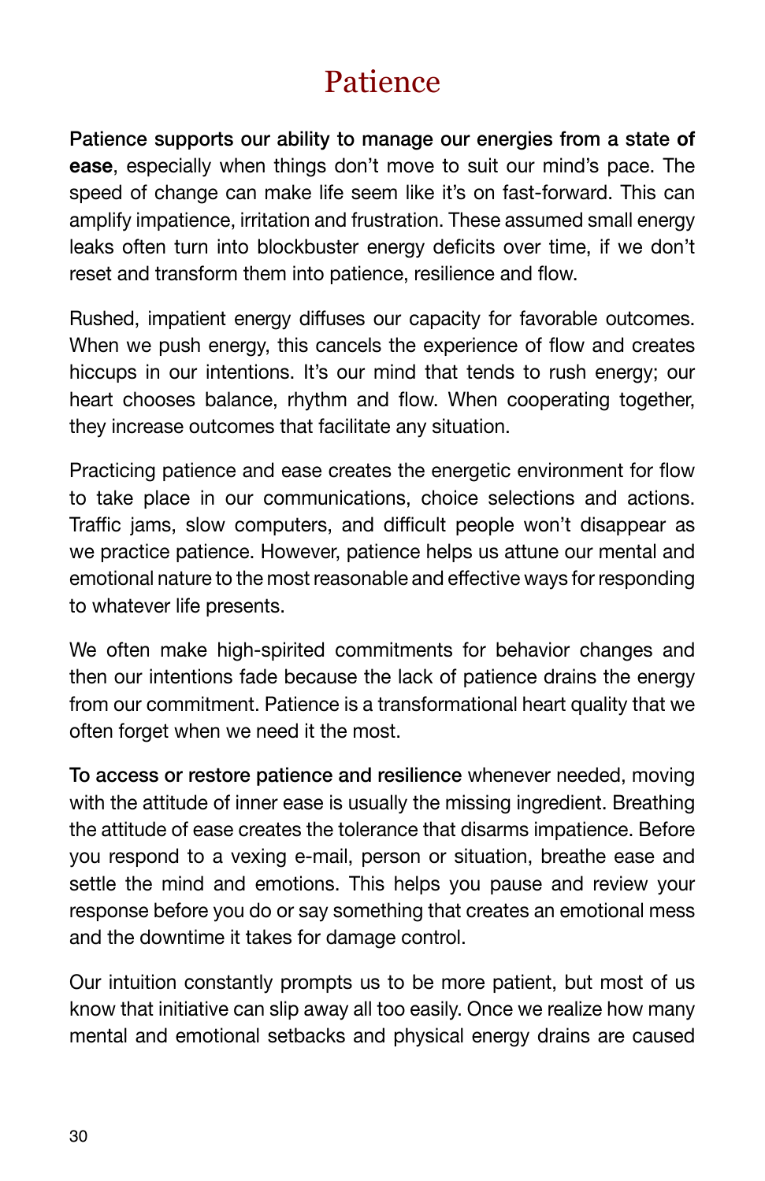# Patience

**Patience supports our ability to manage our energies from a state of ease**, especially when things don't move to suit our mind's pace. The speed of change can make life seem like it's on fast-forward. This can amplify impatience, irritation and frustration. These assumed small energy leaks often turn into blockbuster energy deficits over time, if we don't reset and transform them into patience, resilience and flow.

Rushed, impatient energy diffuses our capacity for favorable outcomes. When we push energy, this cancels the experience of flow and creates hiccups in our intentions. It's our mind that tends to rush energy; our heart chooses balance, rhythm and flow. When cooperating together, they increase outcomes that facilitate any situation.

Practicing patience and ease creates the energetic environment for flow to take place in our communications, choice selections and actions. Traffic jams, slow computers, and difficult people won't disappear as we practice patience. However, patience helps us attune our mental and emotional nature to the most reasonable and effective ways for responding to whatever life presents.

We often make high-spirited commitments for behavior changes and then our intentions fade because the lack of patience drains the energy from our commitment. Patience is a transformational heart quality that we often forget when we need it the most.

**To access or restore patience and resilience** whenever needed, moving with the attitude of inner ease is usually the missing ingredient. Breathing the attitude of ease creates the tolerance that disarms impatience. Before you respond to a vexing e-mail, person or situation, breathe ease and settle the mind and emotions. This helps you pause and review your response before you do or say something that creates an emotional mess and the downtime it takes for damage control.

Our intuition constantly prompts us to be more patient, but most of us know that initiative can slip away all too easily. Once we realize how many mental and emotional setbacks and physical energy drains are caused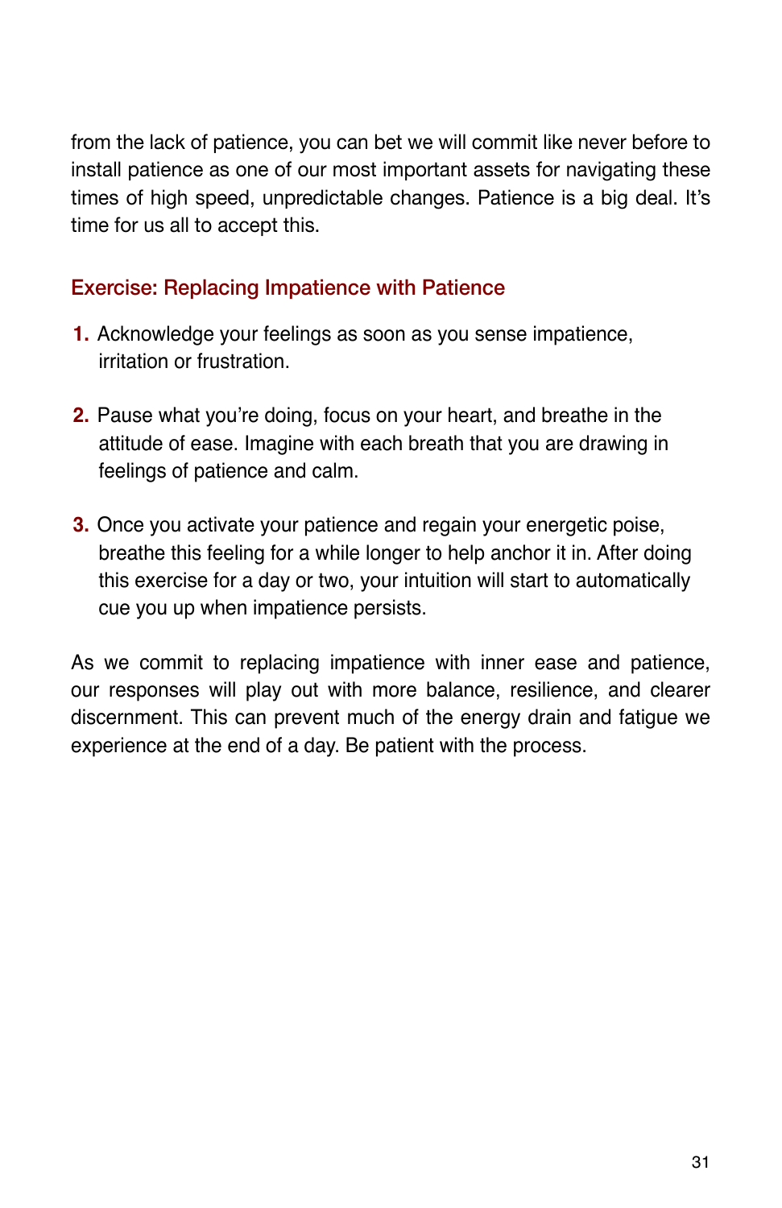from the lack of patience, you can bet we will commit like never before to install patience as one of our most important assets for navigating these times of high speed, unpredictable changes. Patience is a big deal. It's time for us all to accept this.

### Exercise: Replacing Impatience with Patience

1. Acknowledge your feelings as soon as you sense impatience, irritation or frustration.

2. Pause what you're doing, focus on your heart, and breathe in the attitude of ease. Imagine with each breath that you are drawing in feelings of patience and calm.

3. Once you activate your patience and regain your energetic poise, breathe this feeling for a while longer to help anchor it in. After doing this exercise for a day or two, your intuition will start to automatically cue you up when impatience persists.

As we commit to replacing impatience with inner ease and patience, our responses will play out with more balance, resilience, and clearer discernment. This can prevent much of the energy drain and fatigue we experience at the end of a day. Be patient with the process.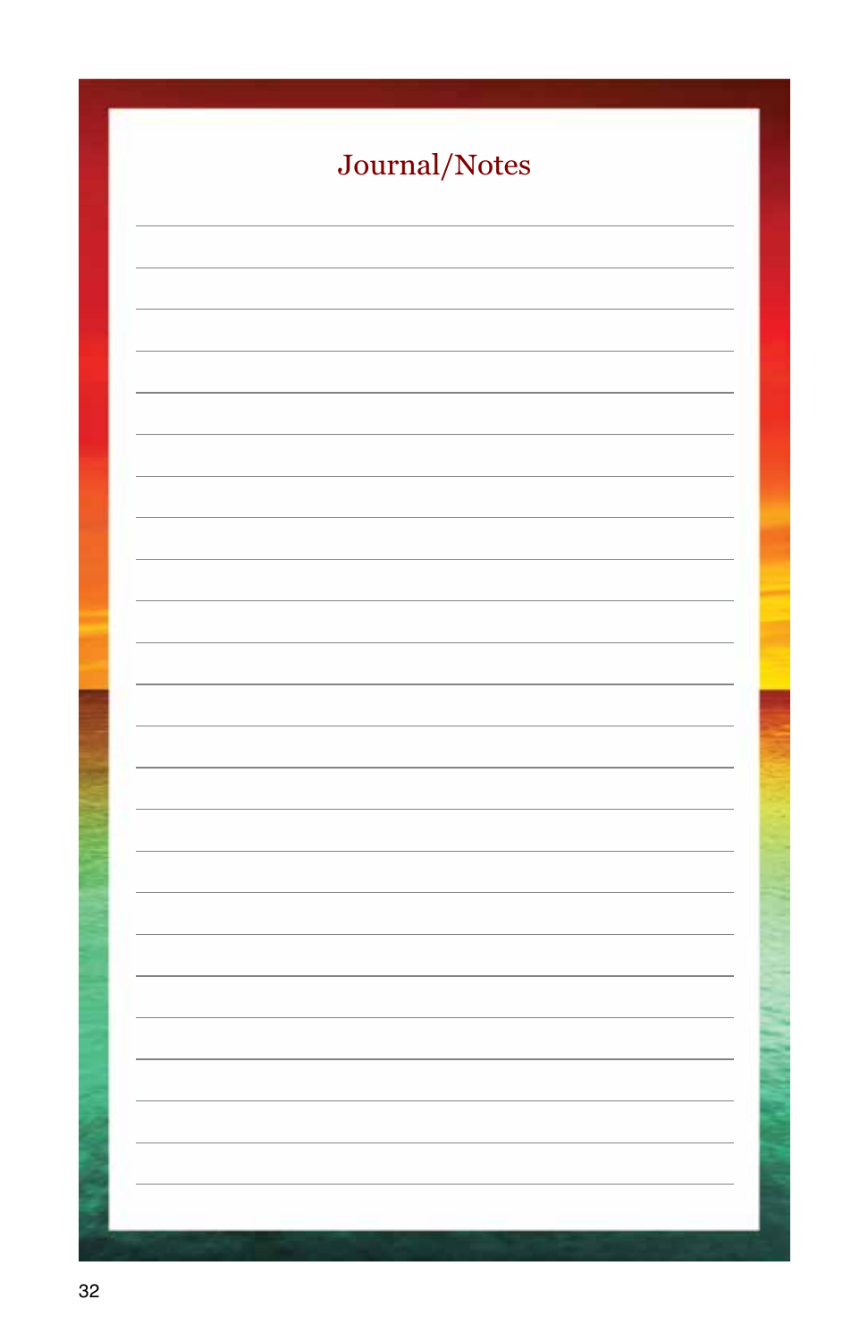## Journal/Notes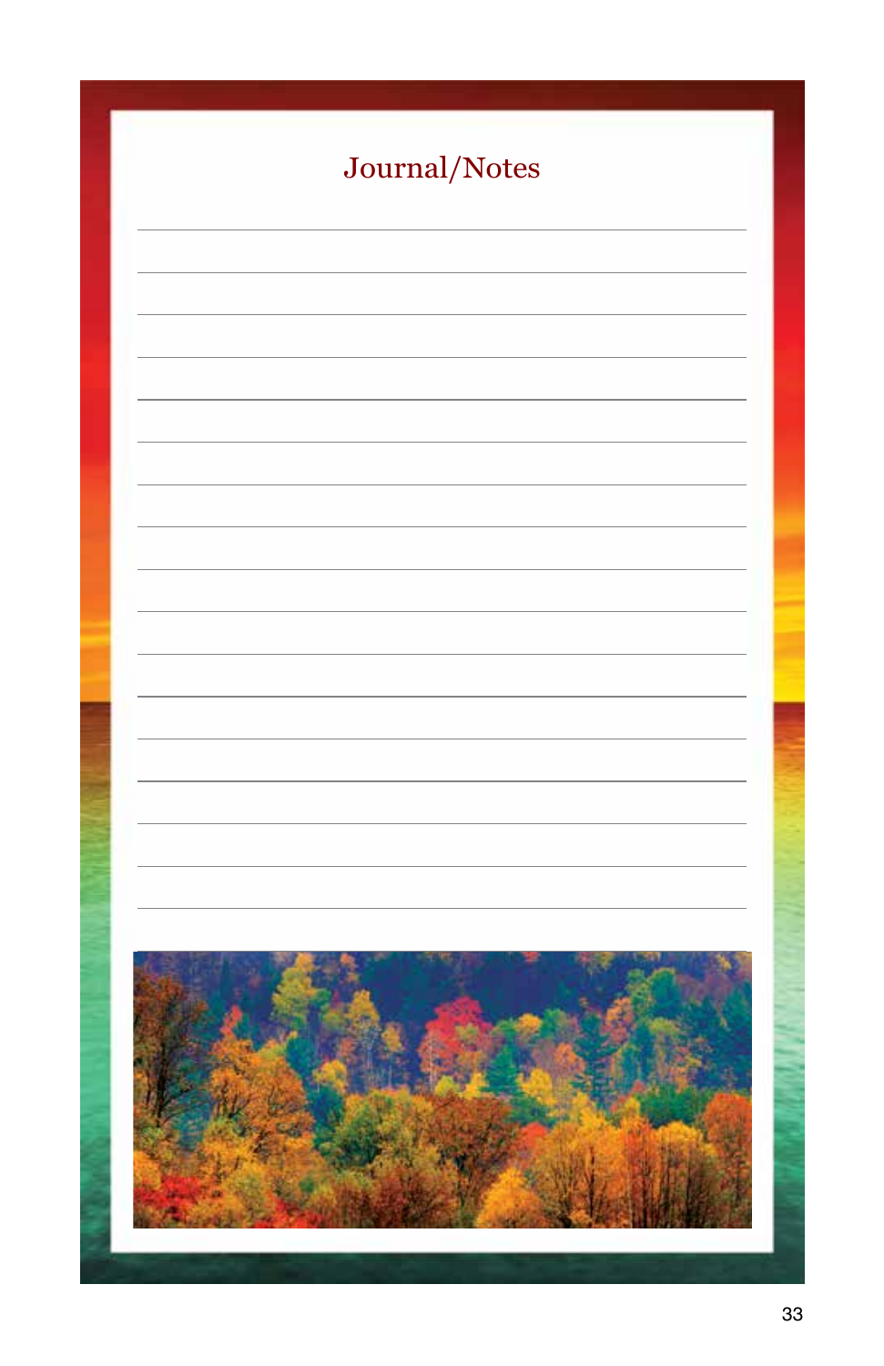# Journal/Notes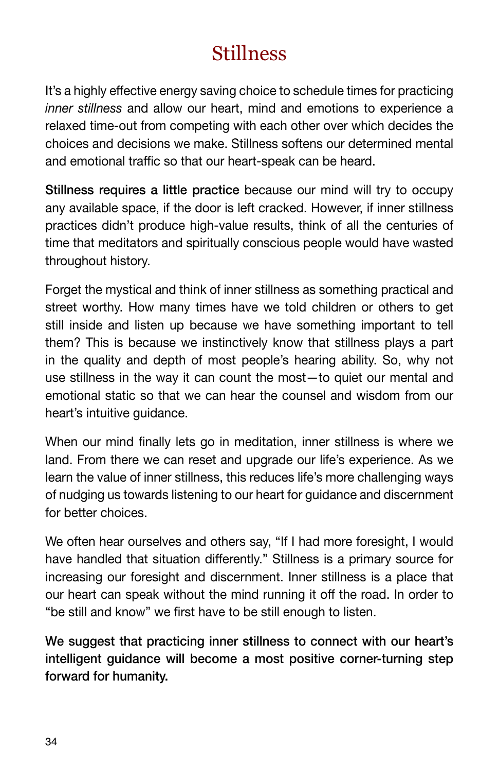# Stillness

It's a highly effective energy saving choice to schedule times for practicing *inner stillness* and allow our heart, mind and emotions to experience a relaxed time-out from competing with each other over which decides the choices and decisions we make. Stillness softens our determined mental and emotional traffic so that our heart-speak can be heard.

**Stillness requires a little practice** because our mind will try to occupy any available space, if the door is left cracked. However, if inner stillness practices didn't produce high-value results, think of all the centuries of time that meditators and spiritually conscious people would have wasted throughout history.

Forget the mystical and think of inner stillness as something practical and street worthy. How many times have we told children or others to get still inside and listen up because we have something important to tell them? This is because we instinctively know that stillness plays a part in the quality and depth of most people's hearing ability. So, why not use stillness in the way it can count the most—to quiet our mental and emotional static so that we can hear the counsel and wisdom from our heart's intuitive guidance.

When our mind finally lets go in meditation, inner stillness is where we land. From there we can reset and upgrade our life's experience. As we learn the value of inner stillness, this reduces life's more challenging ways of nudging us towards listening to our heart for guidance and discernment for better choices.

We often hear ourselves and others say, "If I had more foresight, I would have handled that situation differently." Stillness is a primary source for increasing our foresight and discernment. Inner stillness is a place that our heart can speak without the mind running it off the road. In order to "be still and know" we first have to be still enough to listen.

**We suggest that practicing inner stillness to connect with our heart's intelligent guidance will become a most positive corner-turning step forward for humanity.**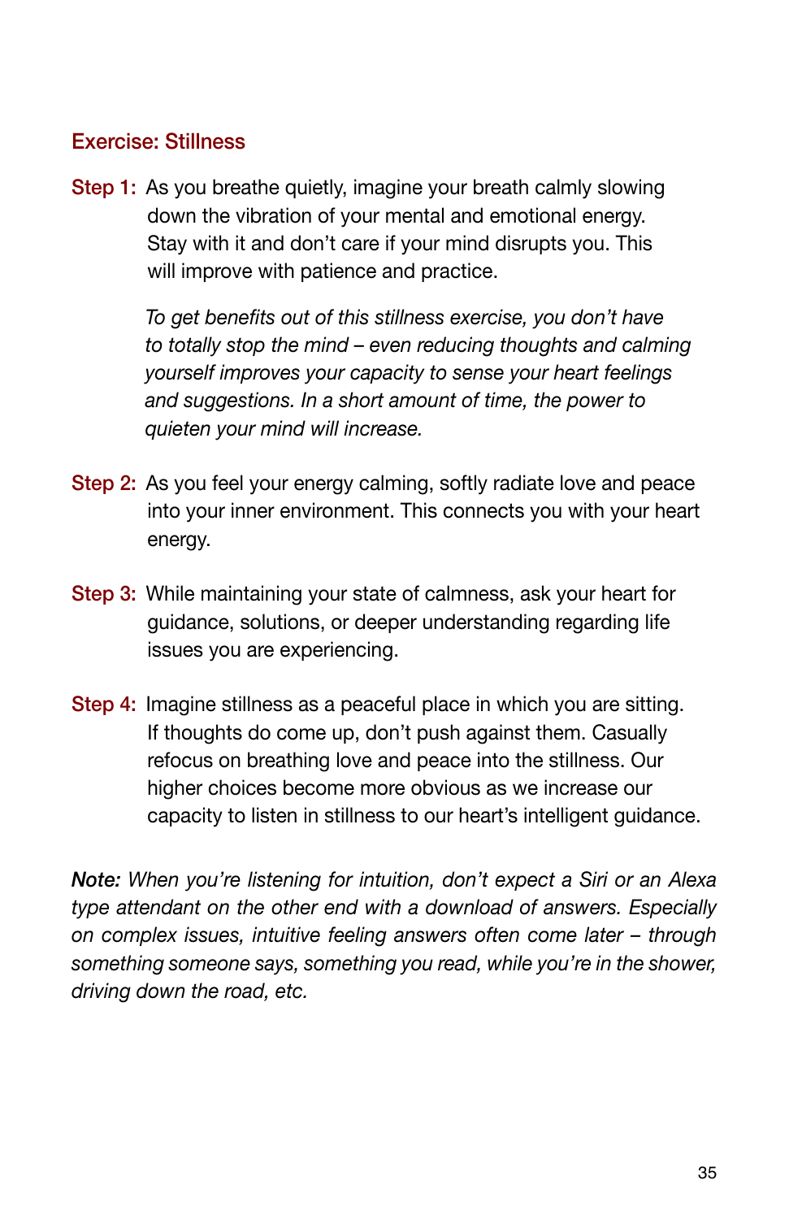### Exercise: Stillness

**Step 1:** As you breathe quietly, imagine your breath calmly slowing down the vibration of your mental and emotional energy. Stay with it and don't care if your mind disrupts you. This will improve with patience and practice.

*To get benefits out of this stillness exercise, you don't have to totally stop the mind – even reducing thoughts and calming yourself improves your capacity to sense your heart feelings and suggestions. In a short amount of time, the power to quieten your mind will increase.*

**Step 2:** As you feel your energy calming, softly radiate love and peace into your inner environment. This connects you with your heart energy.

**Step 3:** While maintaining your state of calmness, ask your heart for guidance, solutions, or deeper understanding regarding life issues you are experiencing.

**Step 4:** Imagine stillness as a peaceful place in which you are sitting. If thoughts do come up, don't push against them. Casually refocus on breathing love and peace into the stillness. Our higher choices become more obvious as we increase our capacity to listen in stillness to our heart's intelligent guidance.

***Note:*** *When you're listening for intuition, don't expect a Siri or an Alexa type attendant on the other end with a download of answers. Especially on complex issues, intuitive feeling answers often come later – through something someone says, something you read, while you're in the shower, driving down the road, etc.*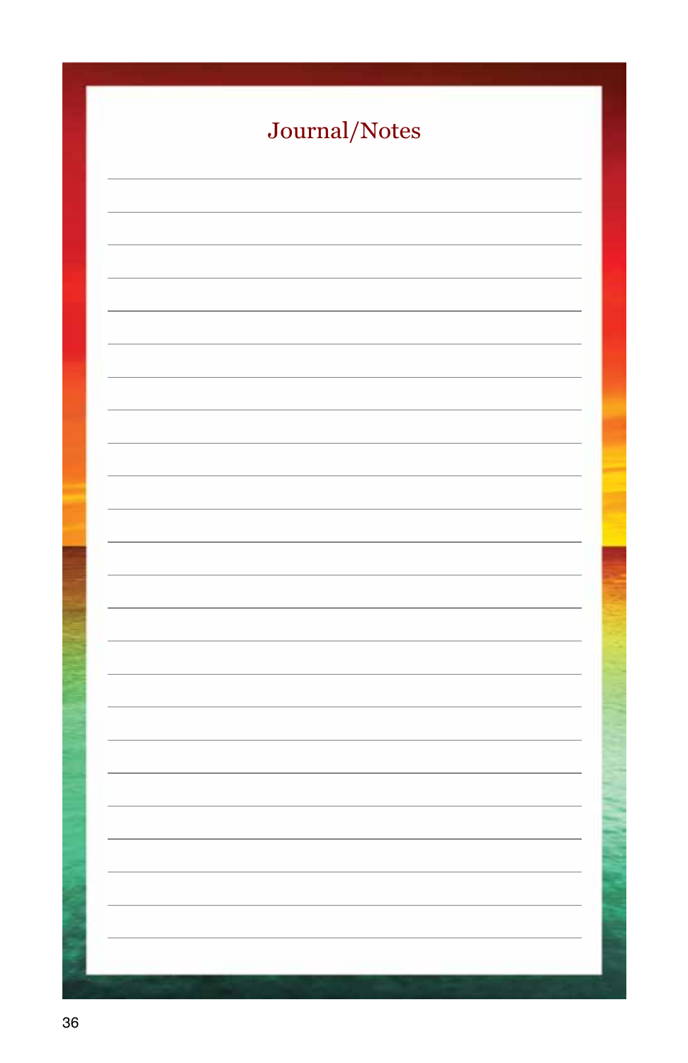# Journal/Notes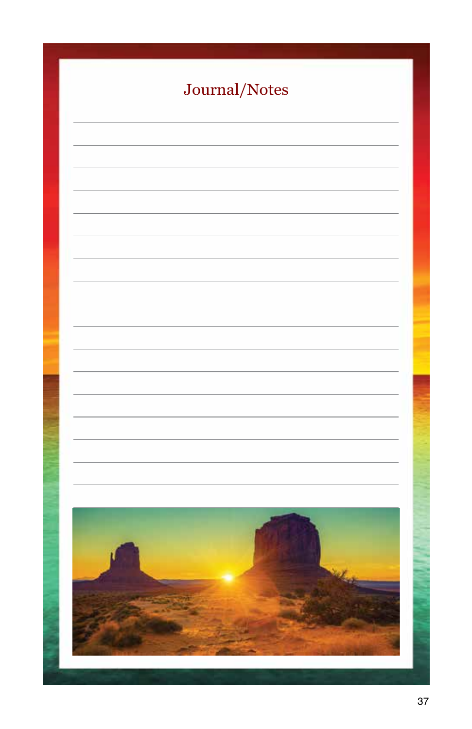# Journal/Notes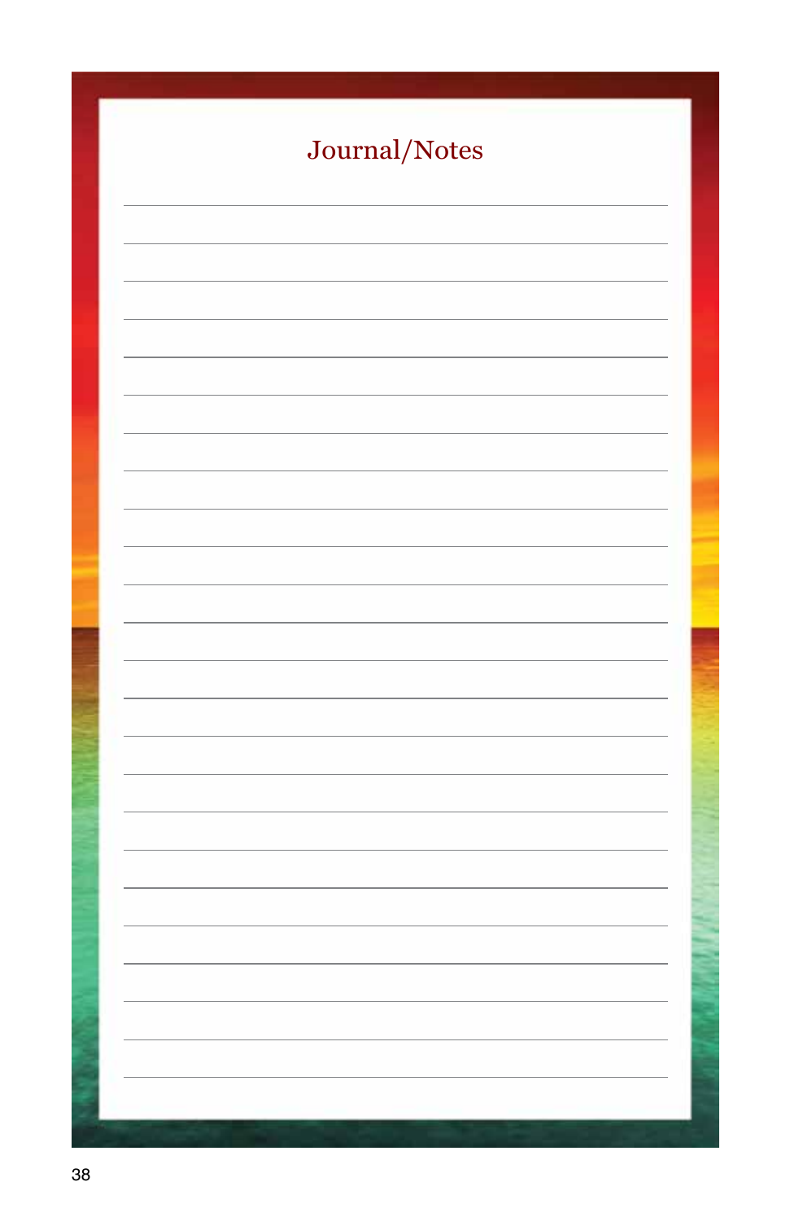# Journal/Notes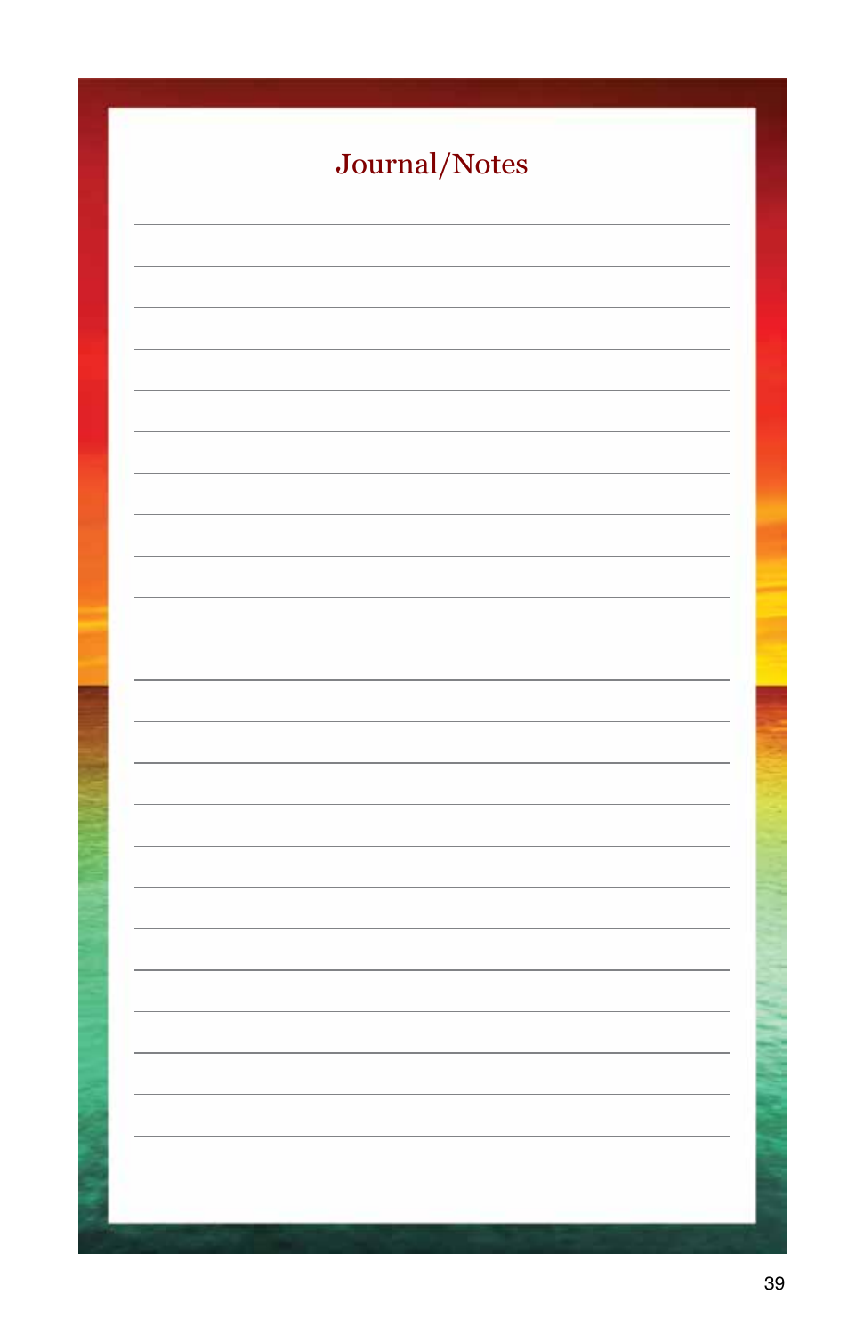# Journal/Notes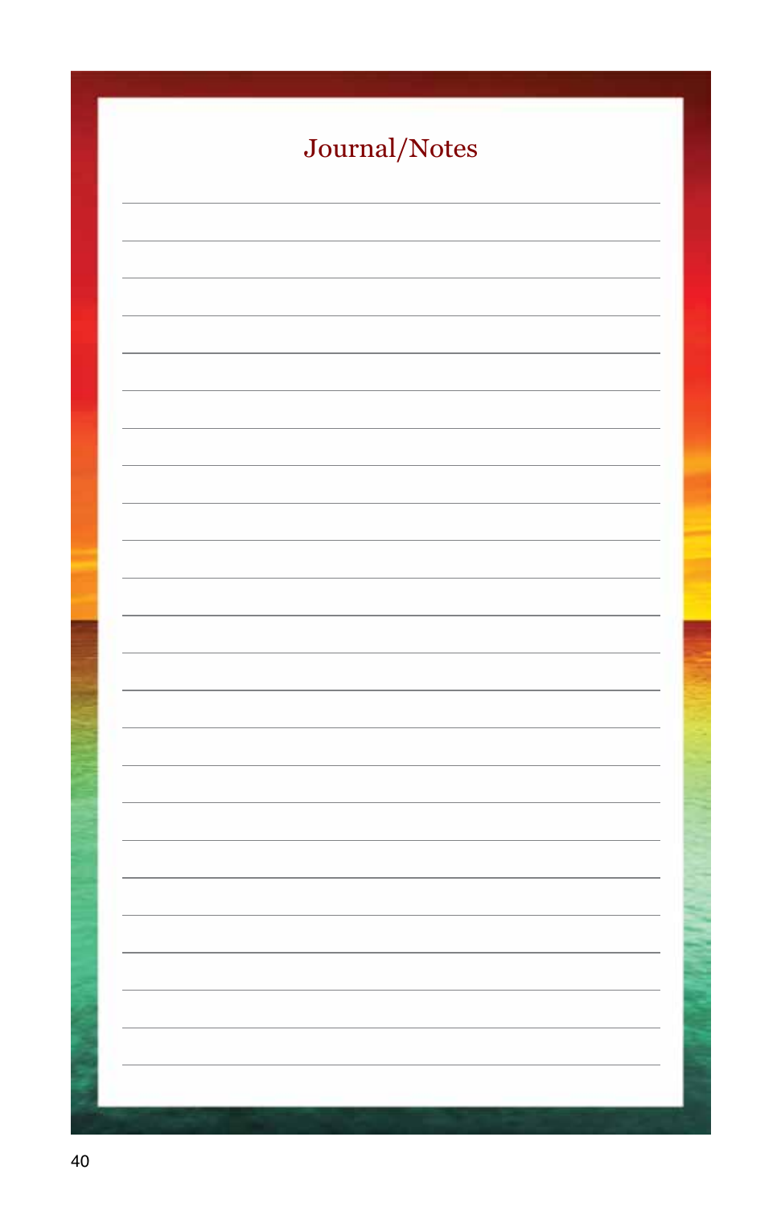# Journal/Notes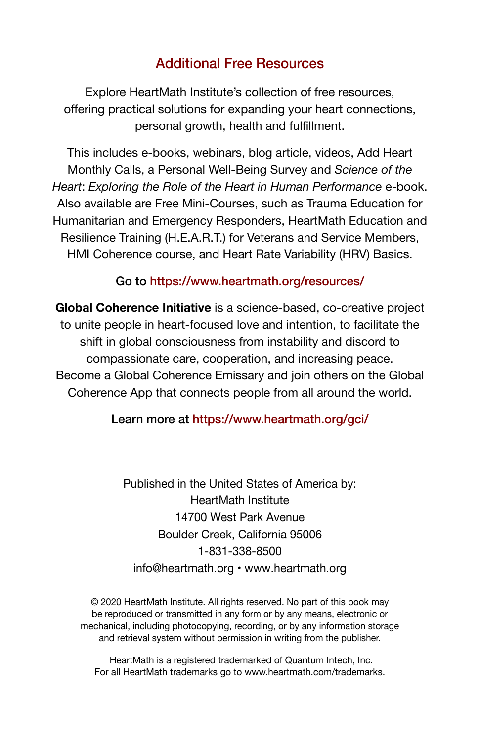## Additional Free Resources

Explore HeartMath Institute's collection of free resources, offering practical solutions for expanding your heart connections, personal growth, health and fulfillment.

This includes e-books, webinars, blog article, videos, Add Heart Monthly Calls, a Personal Well-Being Survey and *Science of the Heart*: *Exploring the Role of the Heart in Human Performance* e-book. Also available are Free Mini-Courses, such as Trauma Education for Humanitarian and Emergency Responders, HeartMath Education and Resilience Training (H.E.A.R.T.) for Veterans and Service Members, HMI Coherence course, and Heart Rate Variability (HRV) Basics.

Go to https://www.heartmath.org/resources/

**Global Coherence Initiative** is a science-based, co-creative project to unite people in heart-focused love and intention, to facilitate the shift in global consciousness from instability and discord to compassionate care, cooperation, and increasing peace. Become a Global Coherence Emissary and join others on the Global Coherence App that connects people from all around the world.

Learn more at https://www.heartmath.org/gci/

---

Published in the United States of America by:
HeartMath Institute
14700 West Park Avenue
Boulder Creek, California 95006
1-831-338-8500
info@heartmath.org • www.heartmath.org

© 2020 HeartMath Institute. All rights reserved. No part of this book may be reproduced or transmitted in any form or by any means, electronic or mechanical, including photocopying, recording, or by any information storage and retrieval system without permission in writing from the publisher.

HeartMath is a registered trademarked of Quantum Intech, Inc.
For all HeartMath trademarks go to www.heartmath.com/trademarks.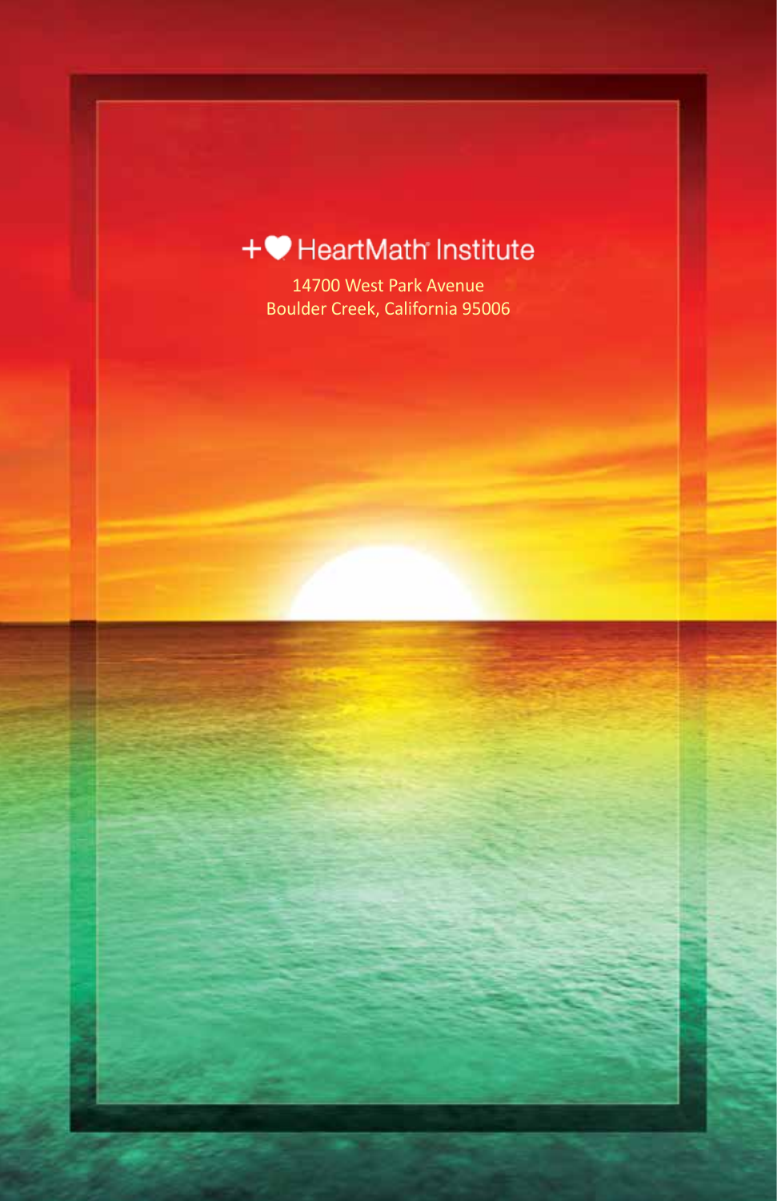+♥ HeartMath® Institute

14700 West Park Avenue
Boulder Creek, California 95006